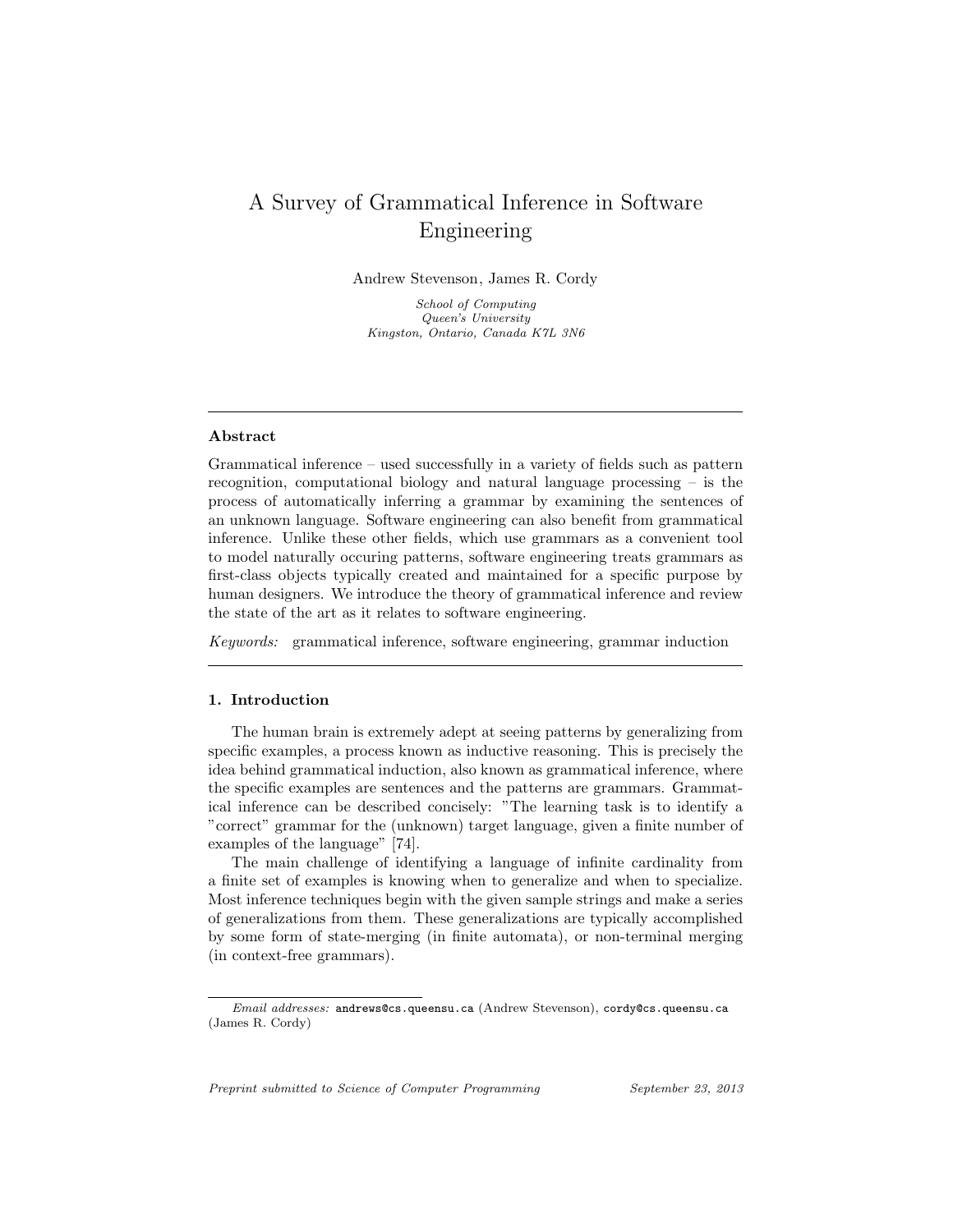# A Survey of Grammatical Inference in Software Engineering

Andrew Stevenson, James R. Cordy

*School of Computing*
*Queen's University*
*Kingston, Ontario, Canada K7L 3N6*

---

### Abstract

Grammatical inference – used successfully in a variety of fields such as pattern recognition, computational biology and natural language processing – is the process of automatically inferring a grammar by examining the sentences of an unknown language. Software engineering can also benefit from grammatical inference. Unlike these other fields, which use grammars as a convenient tool to model naturally occuring patterns, software engineering treats grammars as first-class objects typically created and maintained for a specific purpose by human designers. We introduce the theory of grammatical inference and review the state of the art as it relates to software engineering.

*Keywords:* grammatical inference, software engineering, grammar induction

---

## 1. Introduction

The human brain is extremely adept at seeing patterns by generalizing from specific examples, a process known as inductive reasoning. This is precisely the idea behind grammatical induction, also known as grammatical inference, where the specific examples are sentences and the patterns are grammars. Grammatical inference can be described concisely: "The learning task is to identify a "correct" grammar for the (unknown) target language, given a finite number of examples of the language" [74].

The main challenge of identifying a language of infinite cardinality from a finite set of examples is knowing when to generalize and when to specialize. Most inference techniques begin with the given sample strings and make a series of generalizations from them. These generalizations are typically accomplished by some form of state-merging (in finite automata), or non-terminal merging (in context-free grammars).

---

*Email addresses:* andrews@cs.queensu.ca (Andrew Stevenson), cordy@cs.queensu.ca (James R. Cordy)

*Preprint submitted to Science of Computer Programming* *September 23, 2013*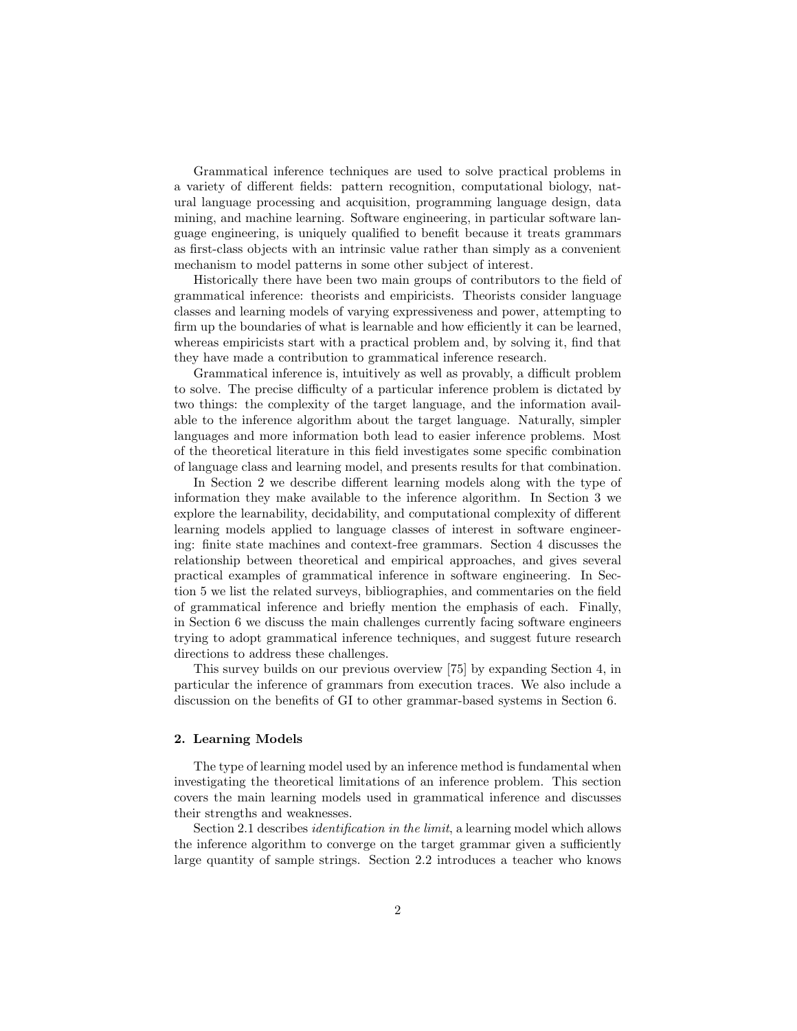Grammatical inference techniques are used to solve practical problems in a variety of different fields: pattern recognition, computational biology, natural language processing and acquisition, programming language design, data mining, and machine learning. Software engineering, in particular software language engineering, is uniquely qualified to benefit because it treats grammars as first-class objects with an intrinsic value rather than simply as a convenient mechanism to model patterns in some other subject of interest.

Historically there have been two main groups of contributors to the field of grammatical inference: theorists and empiricists. Theorists consider language classes and learning models of varying expressiveness and power, attempting to firm up the boundaries of what is learnable and how efficiently it can be learned, whereas empiricists start with a practical problem and, by solving it, find that they have made a contribution to grammatical inference research.

Grammatical inference is, intuitively as well as provably, a difficult problem to solve. The precise difficulty of a particular inference problem is dictated by two things: the complexity of the target language, and the information available to the inference algorithm about the target language. Naturally, simpler languages and more information both lead to easier inference problems. Most of the theoretical literature in this field investigates some specific combination of language class and learning model, and presents results for that combination.

In Section 2 we describe different learning models along with the type of information they make available to the inference algorithm. In Section 3 we explore the learnability, decidability, and computational complexity of different learning models applied to language classes of interest in software engineering: finite state machines and context-free grammars. Section 4 discusses the relationship between theoretical and empirical approaches, and gives several practical examples of grammatical inference in software engineering. In Section 5 we list the related surveys, bibliographies, and commentaries on the field of grammatical inference and briefly mention the emphasis of each. Finally, in Section 6 we discuss the main challenges currently facing software engineers trying to adopt grammatical inference techniques, and suggest future research directions to address these challenges.

This survey builds on our previous overview [75] by expanding Section 4, in particular the inference of grammars from execution traces. We also include a discussion on the benefits of GI to other grammar-based systems in Section 6.

## 2. Learning Models

The type of learning model used by an inference method is fundamental when investigating the theoretical limitations of an inference problem. This section covers the main learning models used in grammatical inference and discusses their strengths and weaknesses.

Section 2.1 describes *identification in the limit*, a learning model which allows the inference algorithm to converge on the target grammar given a sufficiently large quantity of sample strings. Section 2.2 introduces a teacher who knows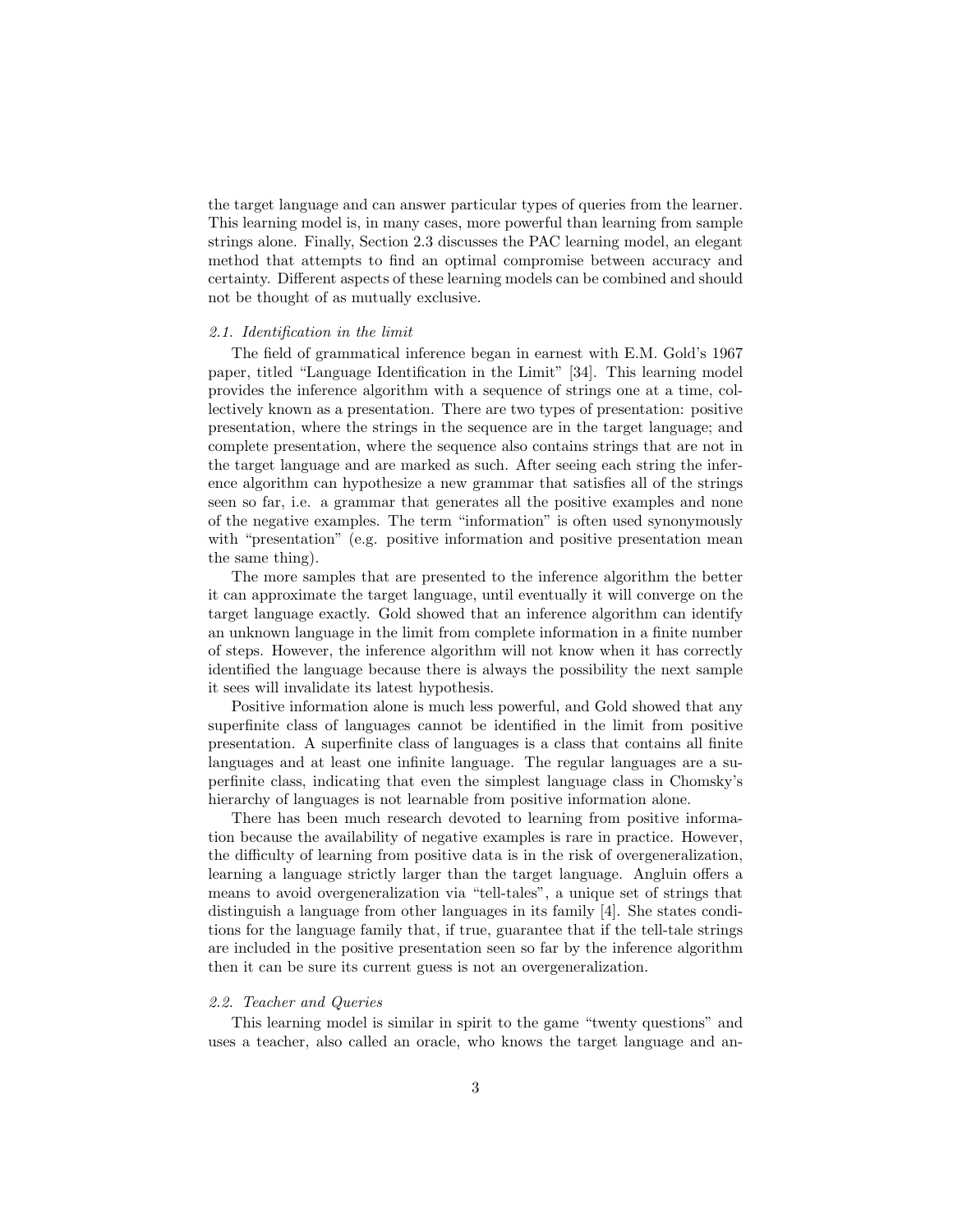the target language and can answer particular types of queries from the learner. This learning model is, in many cases, more powerful than learning from sample strings alone. Finally, Section 2.3 discusses the PAC learning model, an elegant method that attempts to find an optimal compromise between accuracy and certainty. Different aspects of these learning models can be combined and should not be thought of as mutually exclusive.

### *2.1. Identification in the limit*

The field of grammatical inference began in earnest with E.M. Gold's 1967 paper, titled "Language Identification in the Limit" [34]. This learning model provides the inference algorithm with a sequence of strings one at a time, collectively known as a presentation. There are two types of presentation: positive presentation, where the strings in the sequence are in the target language; and complete presentation, where the sequence also contains strings that are not in the target language and are marked as such. After seeing each string the inference algorithm can hypothesize a new grammar that satisfies all of the strings seen so far, i.e. a grammar that generates all the positive examples and none of the negative examples. The term "information" is often used synonymously with "presentation" (e.g. positive information and positive presentation mean the same thing).

The more samples that are presented to the inference algorithm the better it can approximate the target language, until eventually it will converge on the target language exactly. Gold showed that an inference algorithm can identify an unknown language in the limit from complete information in a finite number of steps. However, the inference algorithm will not know when it has correctly identified the language because there is always the possibility the next sample it sees will invalidate its latest hypothesis.

Positive information alone is much less powerful, and Gold showed that any superfinite class of languages cannot be identified in the limit from positive presentation. A superfinite class of languages is a class that contains all finite languages and at least one infinite language. The regular languages are a superfinite class, indicating that even the simplest language class in Chomsky's hierarchy of languages is not learnable from positive information alone.

There has been much research devoted to learning from positive information because the availability of negative examples is rare in practice. However, the difficulty of learning from positive data is in the risk of overgeneralization, learning a language strictly larger than the target language. Angluin offers a means to avoid overgeneralization via "tell-tales", a unique set of strings that distinguish a language from other languages in its family [4]. She states conditions for the language family that, if true, guarantee that if the tell-tale strings are included in the positive presentation seen so far by the inference algorithm then it can be sure its current guess is not an overgeneralization.

### *2.2. Teacher and Queries*

This learning model is similar in spirit to the game "twenty questions" and uses a teacher, also called an oracle, who knows the target language and an-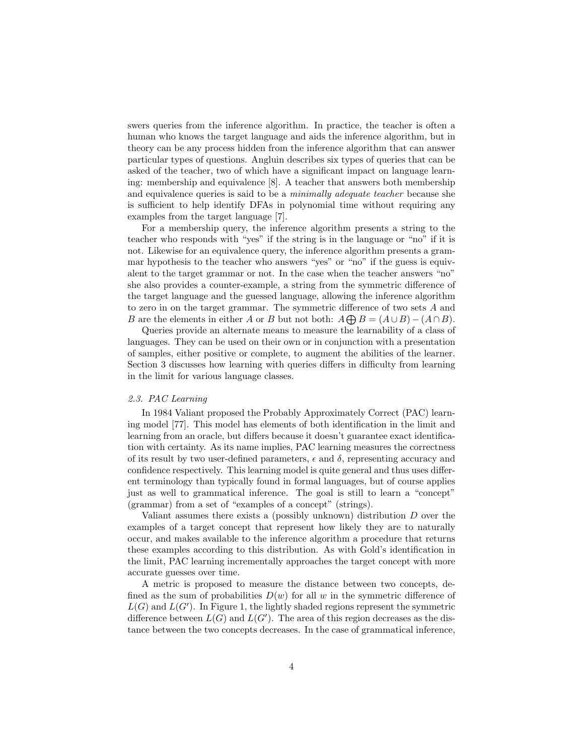swers queries from the inference algorithm. In practice, the teacher is often a human who knows the target language and aids the inference algorithm, but in theory can be any process hidden from the inference algorithm that can answer particular types of questions. Angluin describes six types of queries that can be asked of the teacher, two of which have a significant impact on language learning: membership and equivalence [8]. A teacher that answers both membership and equivalence queries is said to be a *minimally adequate teacher* because she is sufficient to help identify DFAs in polynomial time without requiring any examples from the target language [7].

For a membership query, the inference algorithm presents a string to the teacher who responds with "yes" if the string is in the language or "no" if it is not. Likewise for an equivalence query, the inference algorithm presents a grammar hypothesis to the teacher who answers "yes" or "no" if the guess is equivalent to the target grammar or not. In the case when the teacher answers "no" she also provides a counter-example, a string from the symmetric difference of the target language and the guessed language, allowing the inference algorithm to zero in on the target grammar. The symmetric difference of two sets $A$ and $B$ are the elements in either $A$ or $B$ but not both: $A \bigoplus B = (A \cup B) - (A \cap B)$.

Queries provide an alternate means to measure the learnability of a class of languages. They can be used on their own or in conjunction with a presentation of samples, either positive or complete, to augment the abilities of the learner. Section 3 discusses how learning with queries differs in difficulty from learning in the limit for various language classes.

### *2.3. PAC Learning*

In 1984 Valiant proposed the Probably Approximately Correct (PAC) learning model [77]. This model has elements of both identification in the limit and learning from an oracle, but differs because it doesn't guarantee exact identification with certainty. As its name implies, PAC learning measures the correctness of its result by two user-defined parameters, $\epsilon$ and $\delta$, representing accuracy and confidence respectively. This learning model is quite general and thus uses different terminology than typically found in formal languages, but of course applies just as well to grammatical inference. The goal is still to learn a "concept" (grammar) from a set of "examples of a concept" (strings).

Valiant assumes there exists a (possibly unknown) distribution $D$ over the examples of a target concept that represent how likely they are to naturally occur, and makes available to the inference algorithm a procedure that returns these examples according to this distribution. As with Gold's identification in the limit, PAC learning incrementally approaches the target concept with more accurate guesses over time.

A metric is proposed to measure the distance between two concepts, defined as the sum of probabilities $D(w)$ for all $w$ in the symmetric difference of $L(G)$ and $L(G')$. In Figure 1, the lightly shaded regions represent the symmetric difference between $L(G)$ and $L(G')$. The area of this region decreases as the distance between the two concepts decreases. In the case of grammatical inference,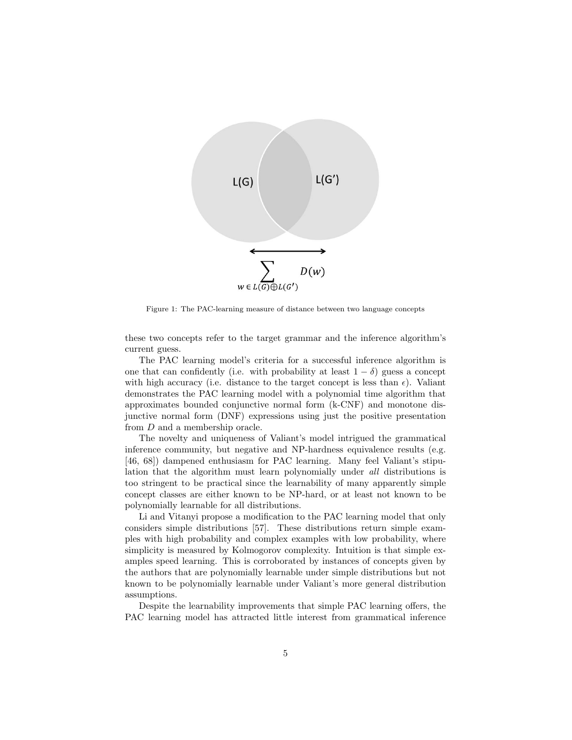Figure 1: The PAC-learning measure of distance between two language concepts

these two concepts refer to the target grammar and the inference algorithm's current guess.

The PAC learning model's criteria for a successful inference algorithm is one that can confidently (i.e. with probability at least $1 - \delta$) guess a concept with high accuracy (i.e. distance to the target concept is less than $\epsilon$). Valiant demonstrates the PAC learning model with a polynomial time algorithm that approximates bounded conjunctive normal form (k-CNF) and monotone disjunctive normal form (DNF) expressions using just the positive presentation from $D$ and a membership oracle.

The novelty and uniqueness of Valiant's model intrigued the grammatical inference community, but negative and NP-hardness equivalence results (e.g. [46, 68]) dampened enthusiasm for PAC learning. Many feel Valiant's stipulation that the algorithm must learn polynomially under *all* distributions is too stringent to be practical since the learnability of many apparently simple concept classes are either known to be NP-hard, or at least not known to be polynomially learnable for all distributions.

Li and Vitanyi propose a modification to the PAC learning model that only considers simple distributions [57]. These distributions return simple examples with high probability and complex examples with low probability, where simplicity is measured by Kolmogorov complexity. Intuition is that simple examples speed learning. This is corroborated by instances of concepts given by the authors that are polynomially learnable under simple distributions but not known to be polynomially learnable under Valiant's more general distribution assumptions.

Despite the learnability improvements that simple PAC learning offers, the PAC learning model has attracted little interest from grammatical inference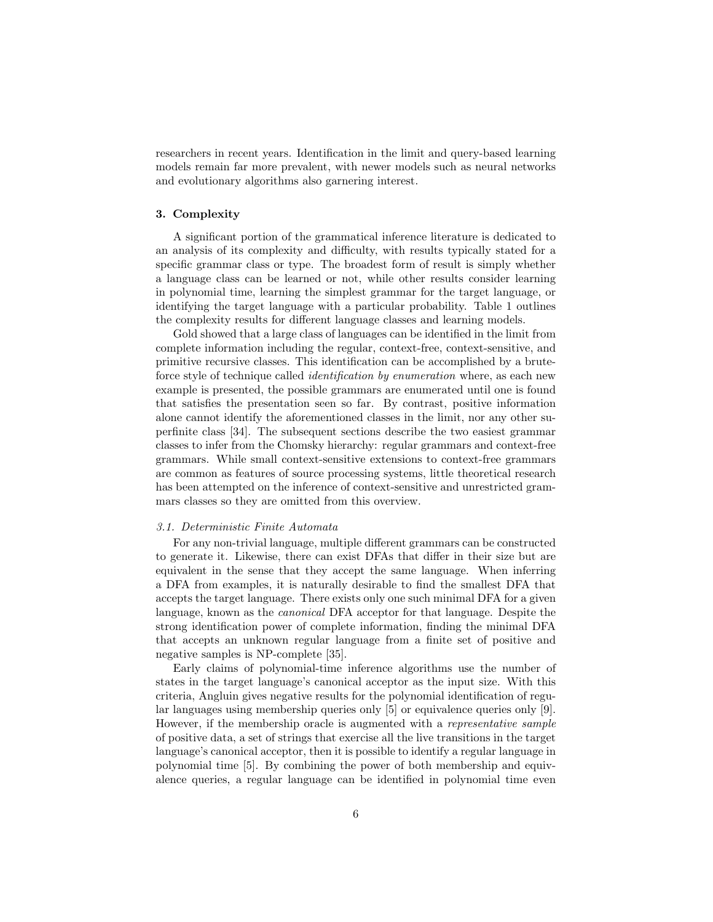researchers in recent years. Identification in the limit and query-based learning models remain far more prevalent, with newer models such as neural networks and evolutionary algorithms also garnering interest.

## 3. Complexity

A significant portion of the grammatical inference literature is dedicated to an analysis of its complexity and difficulty, with results typically stated for a specific grammar class or type. The broadest form of result is simply whether a language class can be learned or not, while other results consider learning in polynomial time, learning the simplest grammar for the target language, or identifying the target language with a particular probability. Table 1 outlines the complexity results for different language classes and learning models.

Gold showed that a large class of languages can be identified in the limit from complete information including the regular, context-free, context-sensitive, and primitive recursive classes. This identification can be accomplished by a brute-force style of technique called *identification by enumeration* where, as each new example is presented, the possible grammars are enumerated until one is found that satisfies the presentation seen so far. By contrast, positive information alone cannot identify the aforementioned classes in the limit, nor any other superfinite class [34]. The subsequent sections describe the two easiest grammar classes to infer from the Chomsky hierarchy: regular grammars and context-free grammars. While small context-sensitive extensions to context-free grammars are common as features of source processing systems, little theoretical research has been attempted on the inference of context-sensitive and unrestricted grammars classes so they are omitted from this overview.

### 3.1. Deterministic Finite Automata

For any non-trivial language, multiple different grammars can be constructed to generate it. Likewise, there can exist DFAs that differ in their size but are equivalent in the sense that they accept the same language. When inferring a DFA from examples, it is naturally desirable to find the smallest DFA that accepts the target language. There exists only one such minimal DFA for a given language, known as the *canonical* DFA acceptor for that language. Despite the strong identification power of complete information, finding the minimal DFA that accepts an unknown regular language from a finite set of positive and negative samples is NP-complete [35].

Early claims of polynomial-time inference algorithms use the number of states in the target language's canonical acceptor as the input size. With this criteria, Angluin gives negative results for the polynomial identification of regular languages using membership queries only [5] or equivalence queries only [9]. However, if the membership oracle is augmented with a *representative sample* of positive data, a set of strings that exercise all the live transitions in the target language's canonical acceptor, then it is possible to identify a regular language in polynomial time [5]. By combining the power of both membership and equivalence queries, a regular language can be identified in polynomial time even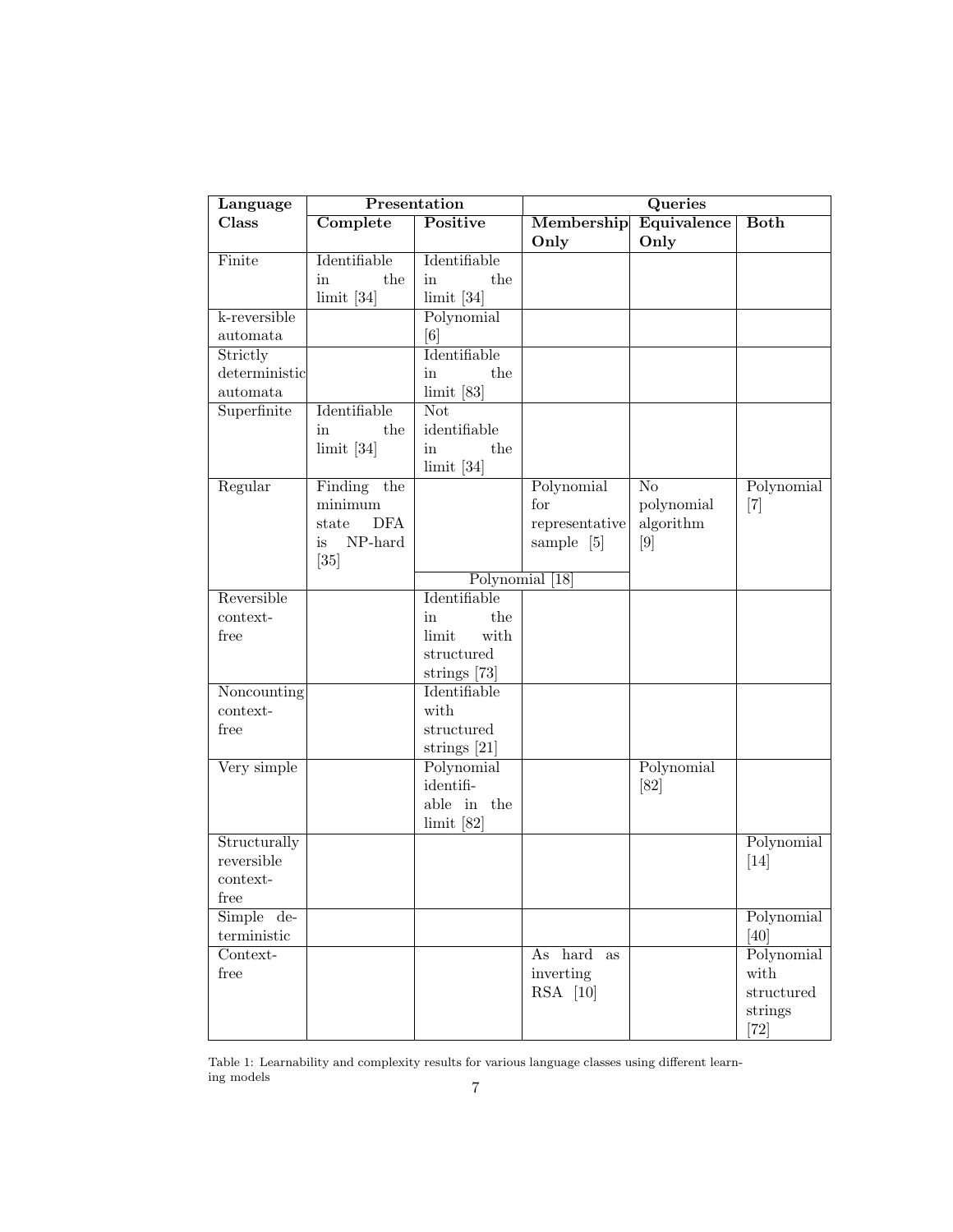| Language Class | Presentation | | Queries | | |
|---|---|---|---|---|---|
| | **Complete** | **Positive** | **Membership Only** | **Equivalence Only** | **Both** |
| Finite | Identifiable in the limit [34] | Identifiable in the limit [34] | | | |
| k-reversible automata | | Polynomial [6] | | | |
| Strictly deterministic automata | | Identifiable in the limit [83] | | | |
| Superfinite | Identifiable in the limit [34] | Not identifiable in the limit [34] | | | |
| Regular | Finding the minimum state DFA is NP-hard [35] | | Polynomial for representative sample [5] | No polynomial algorithm [9] | Polynomial [7] |
| | | Polynomial [18] | | | |
| Reversible context-free | | Identifiable in the limit with structured strings [73] | | | |
| Noncounting context-free | | Identifiable with structured strings [21] | | | |
| Very simple | | Polynomial identifiable in the limit [82] | | Polynomial [82] | |
| Structurally reversible context-free | | | | | Polynomial [14] |
| Simple deterministic | | | | | Polynomial [40] |
| Context-free | | | As hard as inverting RSA [10] | | Polynomial with structured strings [72] |

Table 1: Learnability and complexity results for various language classes using different learning models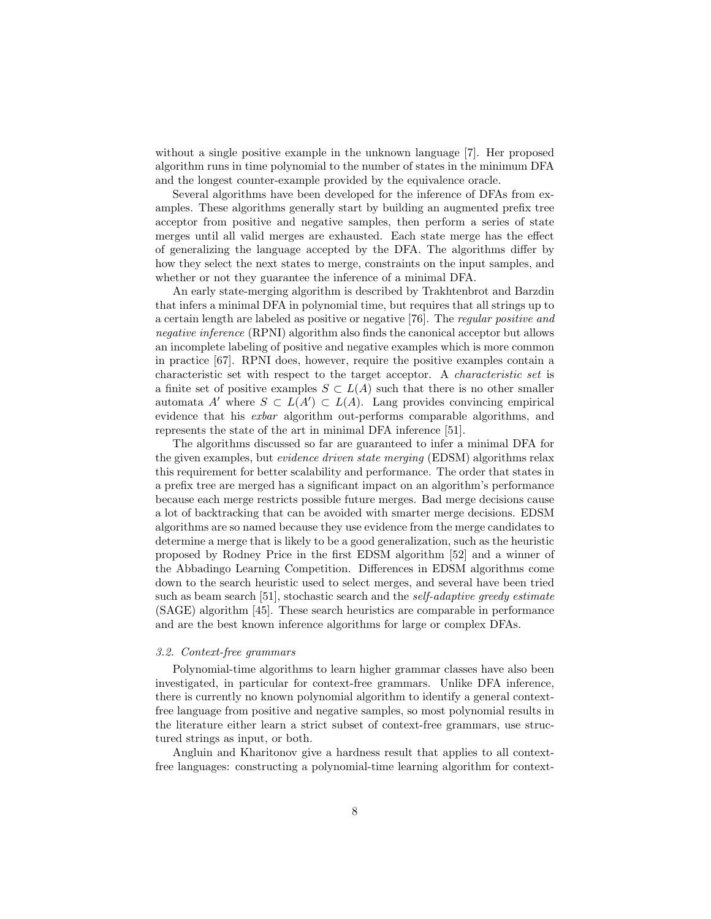without a single positive example in the unknown language [7]. Her proposed algorithm runs in time polynomial to the number of states in the minimum DFA and the longest counter-example provided by the equivalence oracle.

Several algorithms have been developed for the inference of DFAs from examples. These algorithms generally start by building an augmented prefix tree acceptor from positive and negative samples, then perform a series of state merges until all valid merges are exhausted. Each state merge has the effect of generalizing the language accepted by the DFA. The algorithms differ by how they select the next states to merge, constraints on the input samples, and whether or not they guarantee the inference of a minimal DFA.

An early state-merging algorithm is described by Trakhtenbrot and Barzdin that infers a minimal DFA in polynomial time, but requires that all strings up to a certain length are labeled as positive or negative [76]. The *regular positive and negative inference* (RPNI) algorithm also finds the canonical acceptor but allows an incomplete labeling of positive and negative examples which is more common in practice [67]. RPNI does, however, require the positive examples contain a characteristic set with respect to the target acceptor. A *characteristic set* is a finite set of positive examples $S \subset L(A)$ such that there is no other smaller automata $A'$ where $S \subset L(A') \subset L(A)$. Lang provides convincing empirical evidence that his *exbar* algorithm out-performs comparable algorithms, and represents the state of the art in minimal DFA inference [51].

The algorithms discussed so far are guaranteed to infer a minimal DFA for the given examples, but *evidence driven state merging* (EDSM) algorithms relax this requirement for better scalability and performance. The order that states in a prefix tree are merged has a significant impact on an algorithm's performance because each merge restricts possible future merges. Bad merge decisions cause a lot of backtracking that can be avoided with smarter merge decisions. EDSM algorithms are so named because they use evidence from the merge candidates to determine a merge that is likely to be a good generalization, such as the heuristic proposed by Rodney Price in the first EDSM algorithm [52] and a winner of the Abbadingo Learning Competition. Differences in EDSM algorithms come down to the search heuristic used to select merges, and several have been tried such as beam search [51], stochastic search and the *self-adaptive greedy estimate* (SAGE) algorithm [45]. These search heuristics are comparable in performance and are the best known inference algorithms for large or complex DFAs.

### *3.2. Context-free grammars*

Polynomial-time algorithms to learn higher grammar classes have also been investigated, in particular for context-free grammars. Unlike DFA inference, there is currently no known polynomial algorithm to identify a general context-free language from positive and negative samples, so most polynomial results in the literature either learn a strict subset of context-free grammars, use structured strings as input, or both.

Angluin and Kharitonov give a hardness result that applies to all context-free languages: constructing a polynomial-time learning algorithm for context-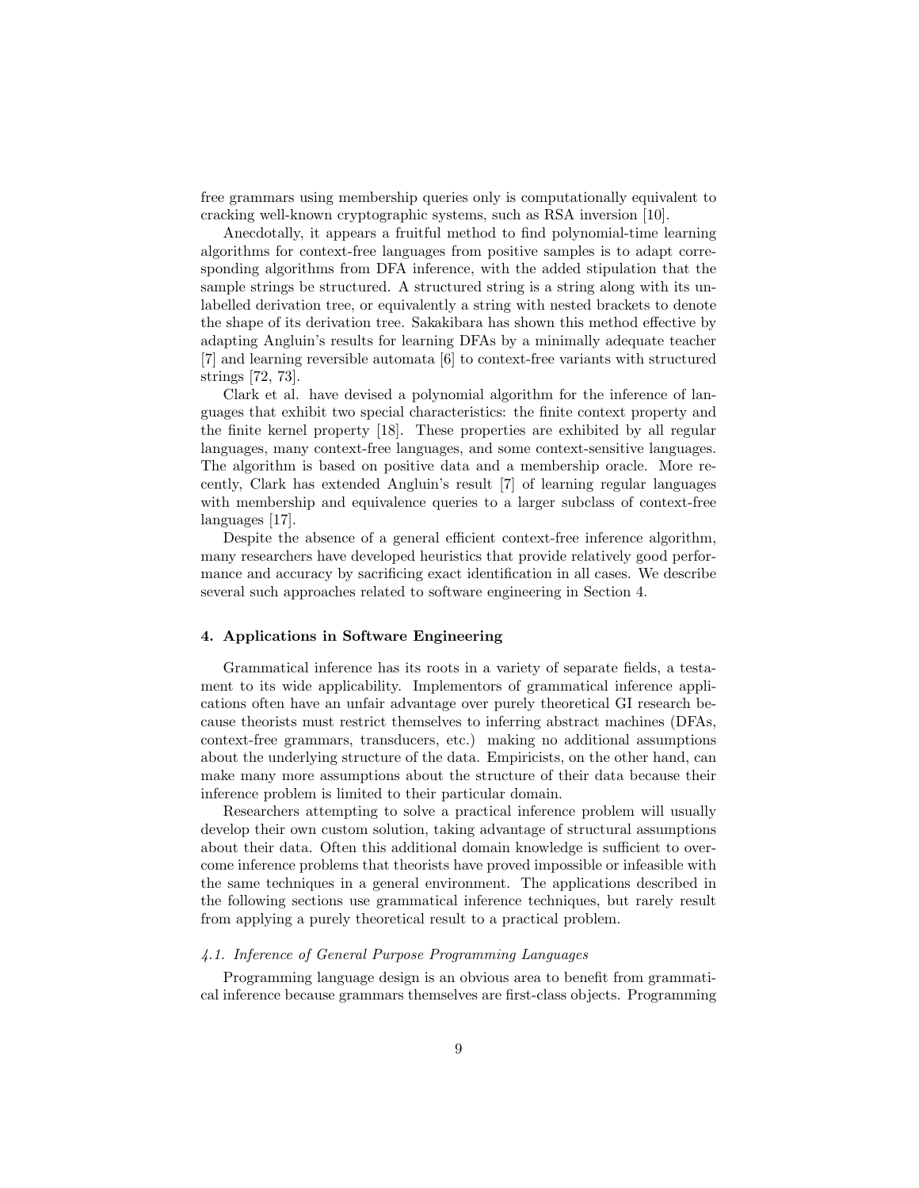free grammars using membership queries only is computationally equivalent to cracking well-known cryptographic systems, such as RSA inversion [10].

Anecdotally, it appears a fruitful method to find polynomial-time learning algorithms for context-free languages from positive samples is to adapt corresponding algorithms from DFA inference, with the added stipulation that the sample strings be structured. A structured string is a string along with its unlabelled derivation tree, or equivalently a string with nested brackets to denote the shape of its derivation tree. Sakakibara has shown this method effective by adapting Angluin's results for learning DFAs by a minimally adequate teacher [7] and learning reversible automata [6] to context-free variants with structured strings [72, 73].

Clark et al. have devised a polynomial algorithm for the inference of languages that exhibit two special characteristics: the finite context property and the finite kernel property [18]. These properties are exhibited by all regular languages, many context-free languages, and some context-sensitive languages. The algorithm is based on positive data and a membership oracle. More recently, Clark has extended Angluin's result [7] of learning regular languages with membership and equivalence queries to a larger subclass of context-free languages [17].

Despite the absence of a general efficient context-free inference algorithm, many researchers have developed heuristics that provide relatively good performance and accuracy by sacrificing exact identification in all cases. We describe several such approaches related to software engineering in Section 4.

## 4. Applications in Software Engineering

Grammatical inference has its roots in a variety of separate fields, a testament to its wide applicability. Implementors of grammatical inference applications often have an unfair advantage over purely theoretical GI research because theorists must restrict themselves to inferring abstract machines (DFAs, context-free grammars, transducers, etc.) making no additional assumptions about the underlying structure of the data. Empiricists, on the other hand, can make many more assumptions about the structure of their data because their inference problem is limited to their particular domain.

Researchers attempting to solve a practical inference problem will usually develop their own custom solution, taking advantage of structural assumptions about their data. Often this additional domain knowledge is sufficient to overcome inference problems that theorists have proved impossible or infeasible with the same techniques in a general environment. The applications described in the following sections use grammatical inference techniques, but rarely result from applying a purely theoretical result to a practical problem.

### *4.1. Inference of General Purpose Programming Languages*

Programming language design is an obvious area to benefit from grammatical inference because grammars themselves are first-class objects. Programming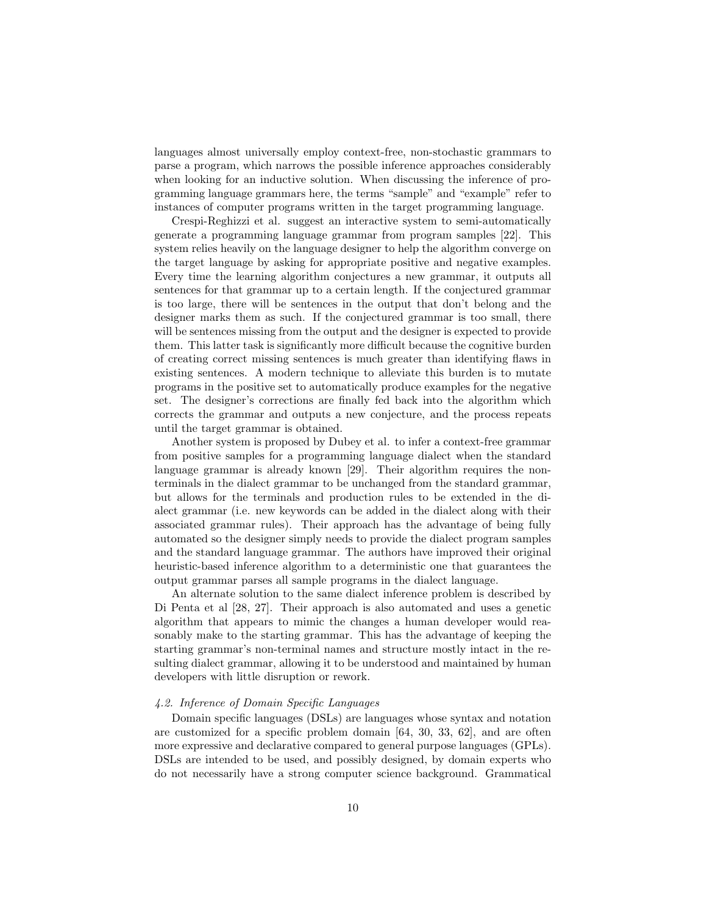languages almost universally employ context-free, non-stochastic grammars to parse a program, which narrows the possible inference approaches considerably when looking for an inductive solution. When discussing the inference of programming language grammars here, the terms "sample" and "example" refer to instances of computer programs written in the target programming language.

Crespi-Reghizzi et al. suggest an interactive system to semi-automatically generate a programming language grammar from program samples [22]. This system relies heavily on the language designer to help the algorithm converge on the target language by asking for appropriate positive and negative examples. Every time the learning algorithm conjectures a new grammar, it outputs all sentences for that grammar up to a certain length. If the conjectured grammar is too large, there will be sentences in the output that don't belong and the designer marks them as such. If the conjectured grammar is too small, there will be sentences missing from the output and the designer is expected to provide them. This latter task is significantly more difficult because the cognitive burden of creating correct missing sentences is much greater than identifying flaws in existing sentences. A modern technique to alleviate this burden is to mutate programs in the positive set to automatically produce examples for the negative set. The designer's corrections are finally fed back into the algorithm which corrects the grammar and outputs a new conjecture, and the process repeats until the target grammar is obtained.

Another system is proposed by Dubey et al. to infer a context-free grammar from positive samples for a programming language dialect when the standard language grammar is already known [29]. Their algorithm requires the non-terminals in the dialect grammar to be unchanged from the standard grammar, but allows for the terminals and production rules to be extended in the dialect grammar (i.e. new keywords can be added in the dialect along with their associated grammar rules). Their approach has the advantage of being fully automated so the designer simply needs to provide the dialect program samples and the standard language grammar. The authors have improved their original heuristic-based inference algorithm to a deterministic one that guarantees the output grammar parses all sample programs in the dialect language.

An alternate solution to the same dialect inference problem is described by Di Penta et al [28, 27]. Their approach is also automated and uses a genetic algorithm that appears to mimic the changes a human developer would reasonably make to the starting grammar. This has the advantage of keeping the starting grammar's non-terminal names and structure mostly intact in the resulting dialect grammar, allowing it to be understood and maintained by human developers with little disruption or rework.

### *4.2. Inference of Domain Specific Languages*

Domain specific languages (DSLs) are languages whose syntax and notation are customized for a specific problem domain [64, 30, 33, 62], and are often more expressive and declarative compared to general purpose languages (GPLs). DSLs are intended to be used, and possibly designed, by domain experts who do not necessarily have a strong computer science background. Grammatical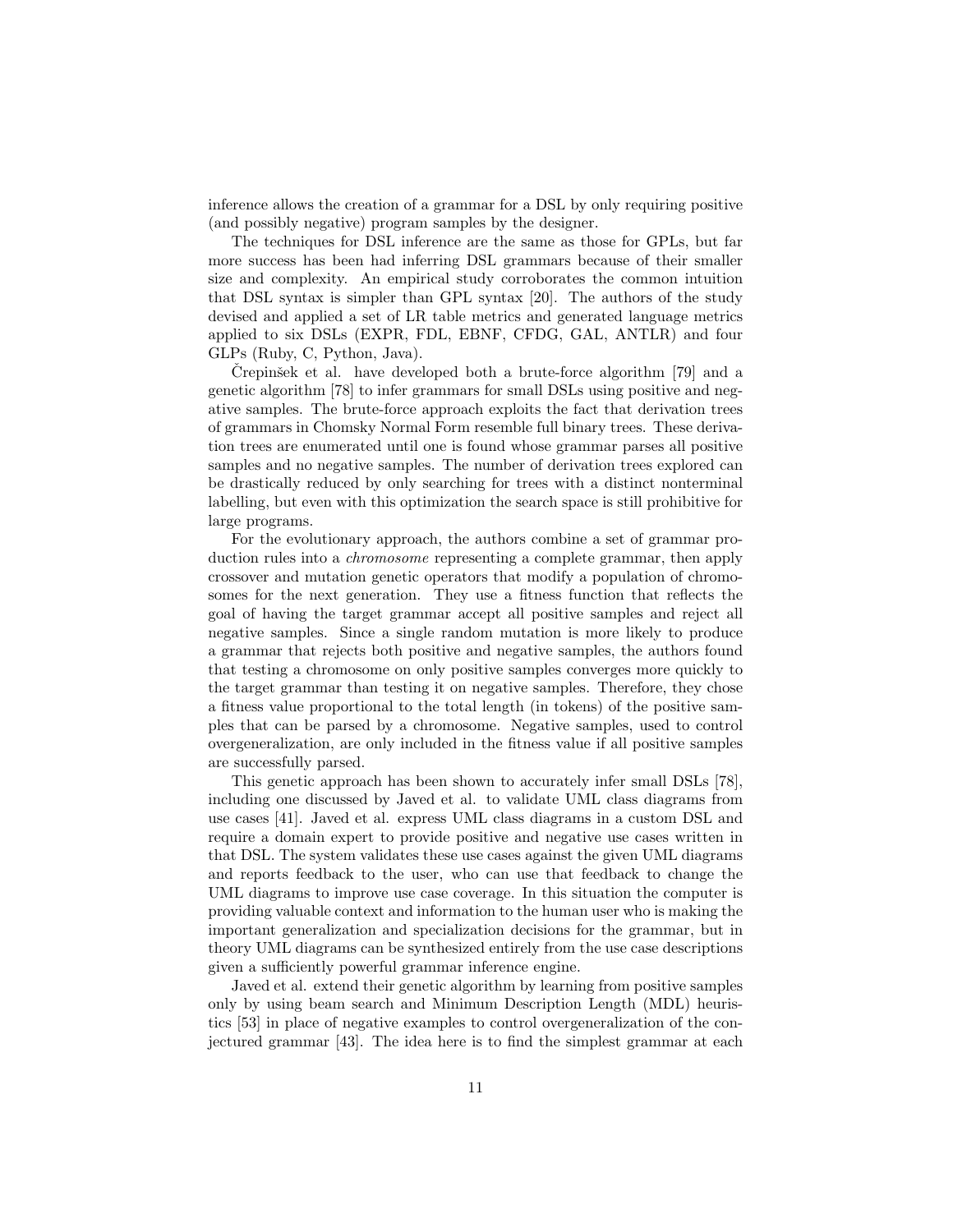inference allows the creation of a grammar for a DSL by only requiring positive (and possibly negative) program samples by the designer.

The techniques for DSL inference are the same as those for GPLs, but far more success has been had inferring DSL grammars because of their smaller size and complexity. An empirical study corroborates the common intuition that DSL syntax is simpler than GPL syntax [20]. The authors of the study devised and applied a set of LR table metrics and generated language metrics applied to six DSLs (EXPR, FDL, EBNF, CFDG, GAL, ANTLR) and four GLPs (Ruby, C, Python, Java).

Črepinšek et al. have developed both a brute-force algorithm [79] and a genetic algorithm [78] to infer grammars for small DSLs using positive and negative samples. The brute-force approach exploits the fact that derivation trees of grammars in Chomsky Normal Form resemble full binary trees. These derivation trees are enumerated until one is found whose grammar parses all positive samples and no negative samples. The number of derivation trees explored can be drastically reduced by only searching for trees with a distinct nonterminal labelling, but even with this optimization the search space is still prohibitive for large programs.

For the evolutionary approach, the authors combine a set of grammar production rules into a *chromosome* representing a complete grammar, then apply crossover and mutation genetic operators that modify a population of chromosomes for the next generation. They use a fitness function that reflects the goal of having the target grammar accept all positive samples and reject all negative samples. Since a single random mutation is more likely to produce a grammar that rejects both positive and negative samples, the authors found that testing a chromosome on only positive samples converges more quickly to the target grammar than testing it on negative samples. Therefore, they chose a fitness value proportional to the total length (in tokens) of the positive samples that can be parsed by a chromosome. Negative samples, used to control overgeneralization, are only included in the fitness value if all positive samples are successfully parsed.

This genetic approach has been shown to accurately infer small DSLs [78], including one discussed by Javed et al. to validate UML class diagrams from use cases [41]. Javed et al. express UML class diagrams in a custom DSL and require a domain expert to provide positive and negative use cases written in that DSL. The system validates these use cases against the given UML diagrams and reports feedback to the user, who can use that feedback to change the UML diagrams to improve use case coverage. In this situation the computer is providing valuable context and information to the human user who is making the important generalization and specialization decisions for the grammar, but in theory UML diagrams can be synthesized entirely from the use case descriptions given a sufficiently powerful grammar inference engine.

Javed et al. extend their genetic algorithm by learning from positive samples only by using beam search and Minimum Description Length (MDL) heuristics [53] in place of negative examples to control overgeneralization of the conjectured grammar [43]. The idea here is to find the simplest grammar at each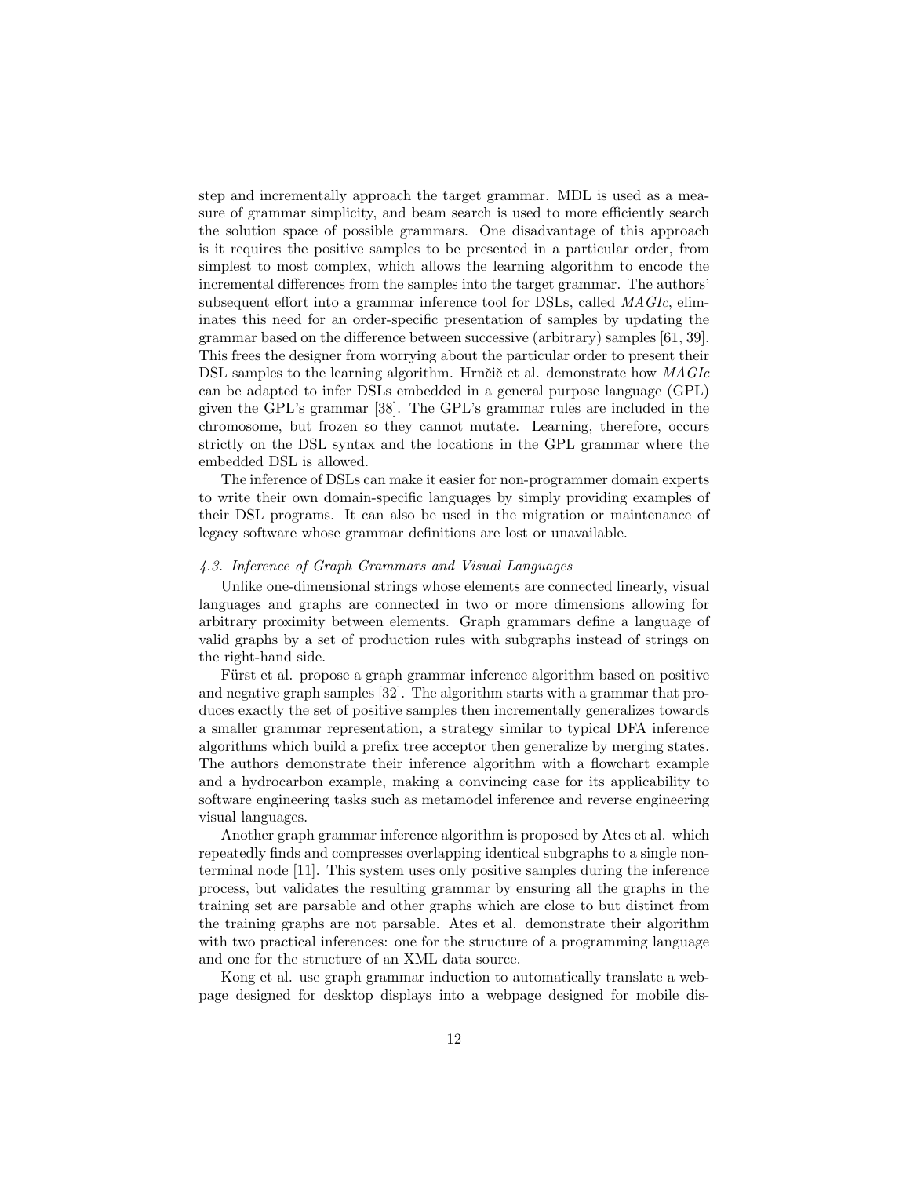step and incrementally approach the target grammar. MDL is used as a measure of grammar simplicity, and beam search is used to more efficiently search the solution space of possible grammars. One disadvantage of this approach is it requires the positive samples to be presented in a particular order, from simplest to most complex, which allows the learning algorithm to encode the incremental differences from the samples into the target grammar. The authors' subsequent effort into a grammar inference tool for DSLs, called *MAGIc*, eliminates this need for an order-specific presentation of samples by updating the grammar based on the difference between successive (arbitrary) samples [61, 39]. This frees the designer from worrying about the particular order to present their DSL samples to the learning algorithm. Hrnčič et al. demonstrate how *MAGIc* can be adapted to infer DSLs embedded in a general purpose language (GPL) given the GPL's grammar [38]. The GPL's grammar rules are included in the chromosome, but frozen so they cannot mutate. Learning, therefore, occurs strictly on the DSL syntax and the locations in the GPL grammar where the embedded DSL is allowed.

The inference of DSLs can make it easier for non-programmer domain experts to write their own domain-specific languages by simply providing examples of their DSL programs. It can also be used in the migration or maintenance of legacy software whose grammar definitions are lost or unavailable.

### *4.3. Inference of Graph Grammars and Visual Languages*

Unlike one-dimensional strings whose elements are connected linearly, visual languages and graphs are connected in two or more dimensions allowing for arbitrary proximity between elements. Graph grammars define a language of valid graphs by a set of production rules with subgraphs instead of strings on the right-hand side.

Fürst et al. propose a graph grammar inference algorithm based on positive and negative graph samples [32]. The algorithm starts with a grammar that produces exactly the set of positive samples then incrementally generalizes towards a smaller grammar representation, a strategy similar to typical DFA inference algorithms which build a prefix tree acceptor then generalize by merging states. The authors demonstrate their inference algorithm with a flowchart example and a hydrocarbon example, making a convincing case for its applicability to software engineering tasks such as metamodel inference and reverse engineering visual languages.

Another graph grammar inference algorithm is proposed by Ates et al. which repeatedly finds and compresses overlapping identical subgraphs to a single nonterminal node [11]. This system uses only positive samples during the inference process, but validates the resulting grammar by ensuring all the graphs in the training set are parsable and other graphs which are close to but distinct from the training graphs are not parsable. Ates et al. demonstrate their algorithm with two practical inferences: one for the structure of a programming language and one for the structure of an XML data source.

Kong et al. use graph grammar induction to automatically translate a webpage designed for desktop displays into a webpage designed for mobile dis-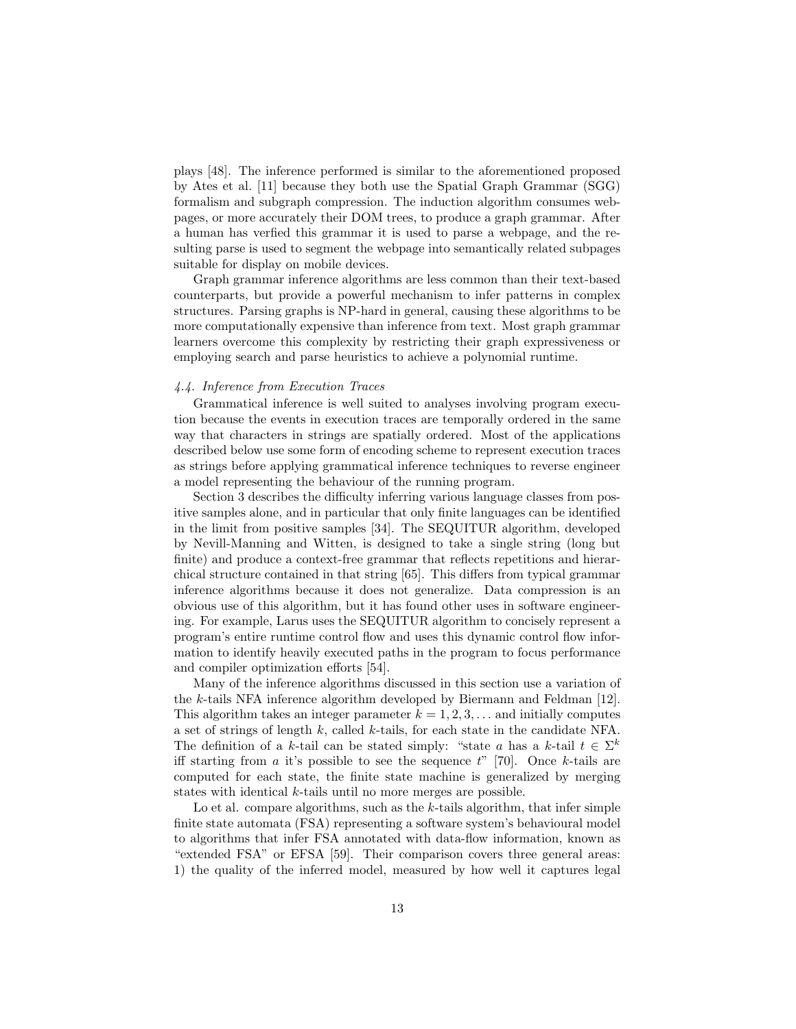plays [48]. The inference performed is similar to the aforementioned proposed by Ates et al. [11] because they both use the Spatial Graph Grammar (SGG) formalism and subgraph compression. The induction algorithm consumes webpages, or more accurately their DOM trees, to produce a graph grammar. After a human has verfied this grammar it is used to parse a webpage, and the resulting parse is used to segment the webpage into semantically related subpages suitable for display on mobile devices.

Graph grammar inference algorithms are less common than their text-based counterparts, but provide a powerful mechanism to infer patterns in complex structures. Parsing graphs is NP-hard in general, causing these algorithms to be more computationally expensive than inference from text. Most graph grammar learners overcome this complexity by restricting their graph expressiveness or employing search and parse heuristics to achieve a polynomial runtime.

### *4.4. Inference from Execution Traces*

Grammatical inference is well suited to analyses involving program execution because the events in execution traces are temporally ordered in the same way that characters in strings are spatially ordered. Most of the applications described below use some form of encoding scheme to represent execution traces as strings before applying grammatical inference techniques to reverse engineer a model representing the behaviour of the running program.

Section 3 describes the difficulty inferring various language classes from positive samples alone, and in particular that only finite languages can be identified in the limit from positive samples [34]. The SEQUITUR algorithm, developed by Nevill-Manning and Witten, is designed to take a single string (long but finite) and produce a context-free grammar that reflects repetitions and hierarchical structure contained in that string [65]. This differs from typical grammar inference algorithms because it does not generalize. Data compression is an obvious use of this algorithm, but it has found other uses in software engineering. For example, Larus uses the SEQUITUR algorithm to concisely represent a program's entire runtime control flow and uses this dynamic control flow information to identify heavily executed paths in the program to focus performance and compiler optimization efforts [54].

Many of the inference algorithms discussed in this section use a variation of the $k$-tails NFA inference algorithm developed by Biermann and Feldman [12]. This algorithm takes an integer parameter $k = 1, 2, 3, \ldots$ and initially computes a set of strings of length $k$, called $k$-tails, for each state in the candidate NFA. The definition of a $k$-tail can be stated simply: "state $a$ has a $k$-tail $t \in \Sigma^k$ iff starting from $a$ it's possible to see the sequence $t$" [70]. Once $k$-tails are computed for each state, the finite state machine is generalized by merging states with identical $k$-tails until no more merges are possible.

Lo et al. compare algorithms, such as the $k$-tails algorithm, that infer simple finite state automata (FSA) representing a software system's behavioural model to algorithms that infer FSA annotated with data-flow information, known as "extended FSA" or EFSA [59]. Their comparison covers three general areas: 1) the quality of the inferred model, measured by how well it captures legal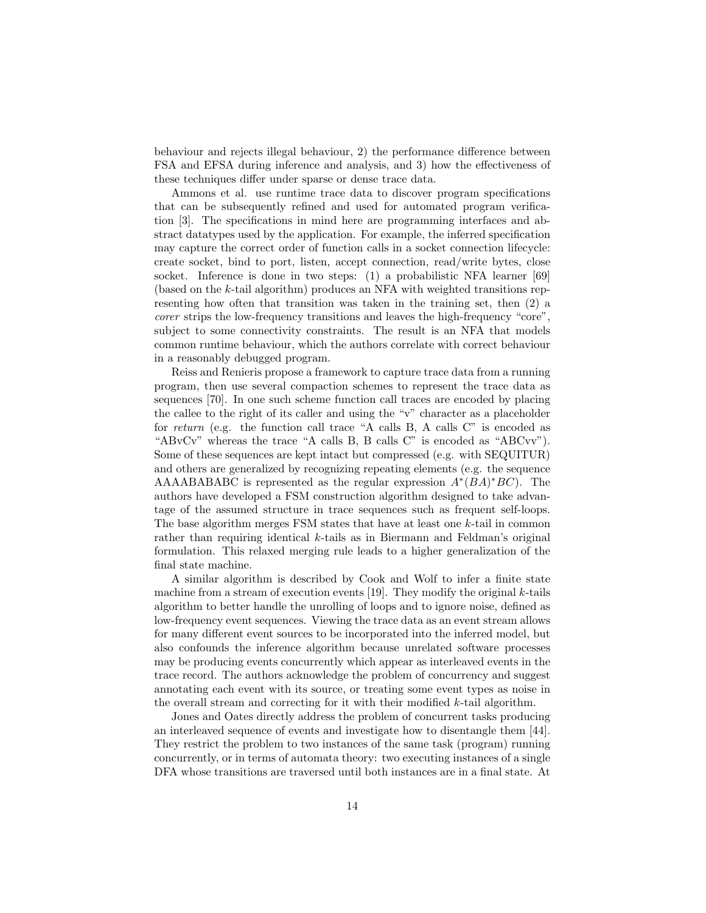behaviour and rejects illegal behaviour, 2) the performance difference between FSA and EFSA during inference and analysis, and 3) how the effectiveness of these techniques differ under sparse or dense trace data.

Ammons et al. use runtime trace data to discover program specifications that can be subsequently refined and used for automated program verification [3]. The specifications in mind here are programming interfaces and abstract datatypes used by the application. For example, the inferred specification may capture the correct order of function calls in a socket connection lifecycle: create socket, bind to port, listen, accept connection, read/write bytes, close socket. Inference is done in two steps: (1) a probabilistic NFA learner [69] (based on the $k$-tail algorithm) produces an NFA with weighted transitions representing how often that transition was taken in the training set, then (2) a *corer* strips the low-frequency transitions and leaves the high-frequency "core", subject to some connectivity constraints. The result is an NFA that models common runtime behaviour, which the authors correlate with correct behaviour in a reasonably debugged program.

Reiss and Renieris propose a framework to capture trace data from a running program, then use several compaction schemes to represent the trace data as sequences [70]. In one such scheme function call traces are encoded by placing the callee to the right of its caller and using the "v" character as a placeholder for *return* (e.g. the function call trace "A calls B, A calls C" is encoded as "ABvCv" whereas the trace "A calls B, B calls C" is encoded as "ABCvv"). Some of these sequences are kept intact but compressed (e.g. with SEQUITUR) and others are generalized by recognizing repeating elements (e.g. the sequence AAAABABABC is represented as the regular expression $A^*(BA)^*BC$). The authors have developed a FSM construction algorithm designed to take advantage of the assumed structure in trace sequences such as frequent self-loops. The base algorithm merges FSM states that have at least one $k$-tail in common rather than requiring identical $k$-tails as in Biermann and Feldman's original formulation. This relaxed merging rule leads to a higher generalization of the final state machine.

A similar algorithm is described by Cook and Wolf to infer a finite state machine from a stream of execution events [19]. They modify the original $k$-tails algorithm to better handle the unrolling of loops and to ignore noise, defined as low-frequency event sequences. Viewing the trace data as an event stream allows for many different event sources to be incorporated into the inferred model, but also confounds the inference algorithm because unrelated software processes may be producing events concurrently which appear as interleaved events in the trace record. The authors acknowledge the problem of concurrency and suggest annotating each event with its source, or treating some event types as noise in the overall stream and correcting for it with their modified $k$-tail algorithm.

Jones and Oates directly address the problem of concurrent tasks producing an interleaved sequence of events and investigate how to disentangle them [44]. They restrict the problem to two instances of the same task (program) running concurrently, or in terms of automata theory: two executing instances of a single DFA whose transitions are traversed until both instances are in a final state. At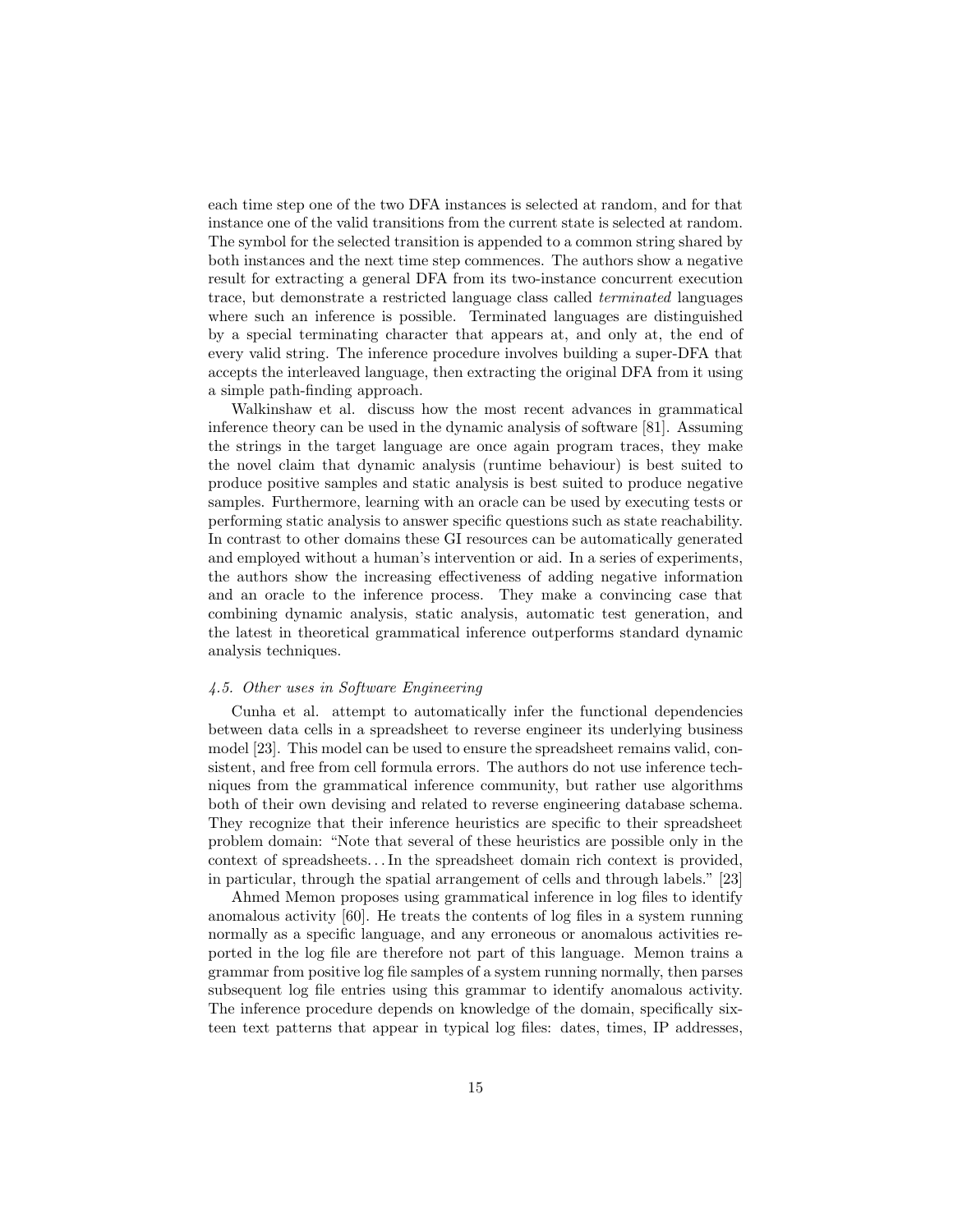each time step one of the two DFA instances is selected at random, and for that instance one of the valid transitions from the current state is selected at random. The symbol for the selected transition is appended to a common string shared by both instances and the next time step commences. The authors show a negative result for extracting a general DFA from its two-instance concurrent execution trace, but demonstrate a restricted language class called *terminated* languages where such an inference is possible. Terminated languages are distinguished by a special terminating character that appears at, and only at, the end of every valid string. The inference procedure involves building a super-DFA that accepts the interleaved language, then extracting the original DFA from it using a simple path-finding approach.

Walkinshaw et al. discuss how the most recent advances in grammatical inference theory can be used in the dynamic analysis of software [81]. Assuming the strings in the target language are once again program traces, they make the novel claim that dynamic analysis (runtime behaviour) is best suited to produce positive samples and static analysis is best suited to produce negative samples. Furthermore, learning with an oracle can be used by executing tests or performing static analysis to answer specific questions such as state reachability. In contrast to other domains these GI resources can be automatically generated and employed without a human's intervention or aid. In a series of experiments, the authors show the increasing effectiveness of adding negative information and an oracle to the inference process. They make a convincing case that combining dynamic analysis, static analysis, automatic test generation, and the latest in theoretical grammatical inference outperforms standard dynamic analysis techniques.

### *4.5. Other uses in Software Engineering*

Cunha et al. attempt to automatically infer the functional dependencies between data cells in a spreadsheet to reverse engineer its underlying business model [23]. This model can be used to ensure the spreadsheet remains valid, consistent, and free from cell formula errors. The authors do not use inference techniques from the grammatical inference community, but rather use algorithms both of their own devising and related to reverse engineering database schema. They recognize that their inference heuristics are specific to their spreadsheet problem domain: "Note that several of these heuristics are possible only in the context of spreadsheets. . . In the spreadsheet domain rich context is provided, in particular, through the spatial arrangement of cells and through labels." [23]

Ahmed Memon proposes using grammatical inference in log files to identify anomalous activity [60]. He treats the contents of log files in a system running normally as a specific language, and any erroneous or anomalous activities reported in the log file are therefore not part of this language. Memon trains a grammar from positive log file samples of a system running normally, then parses subsequent log file entries using this grammar to identify anomalous activity. The inference procedure depends on knowledge of the domain, specifically sixteen text patterns that appear in typical log files: dates, times, IP addresses,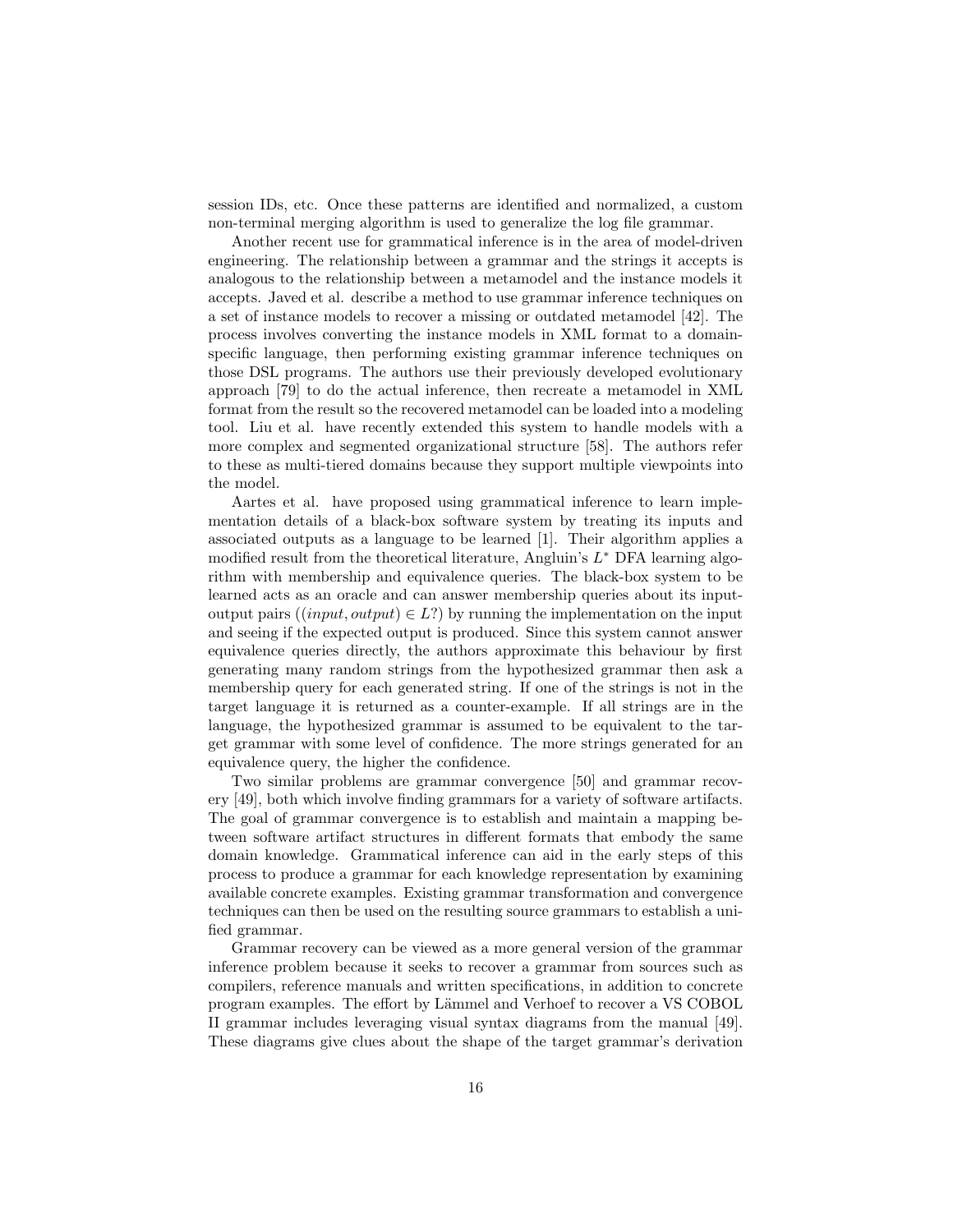session IDs, etc. Once these patterns are identified and normalized, a custom non-terminal merging algorithm is used to generalize the log file grammar.

Another recent use for grammatical inference is in the area of model-driven engineering. The relationship between a grammar and the strings it accepts is analogous to the relationship between a metamodel and the instance models it accepts. Javed et al. describe a method to use grammar inference techniques on a set of instance models to recover a missing or outdated metamodel [42]. The process involves converting the instance models in XML format to a domain-specific language, then performing existing grammar inference techniques on those DSL programs. The authors use their previously developed evolutionary approach [79] to do the actual inference, then recreate a metamodel in XML format from the result so the recovered metamodel can be loaded into a modeling tool. Liu et al. have recently extended this system to handle models with a more complex and segmented organizational structure [58]. The authors refer to these as multi-tiered domains because they support multiple viewpoints into the model.

Aartes et al. have proposed using grammatical inference to learn implementation details of a black-box software system by treating its inputs and associated outputs as a language to be learned [1]. Their algorithm applies a modified result from the theoretical literature, Angluin's $L^*$ DFA learning algorithm with membership and equivalence queries. The black-box system to be learned acts as an oracle and can answer membership queries about its input-output pairs ($(input, output) \in L$?) by running the implementation on the input and seeing if the expected output is produced. Since this system cannot answer equivalence queries directly, the authors approximate this behaviour by first generating many random strings from the hypothesized grammar then ask a membership query for each generated string. If one of the strings is not in the target language it is returned as a counter-example. If all strings are in the language, the hypothesized grammar is assumed to be equivalent to the target grammar with some level of confidence. The more strings generated for an equivalence query, the higher the confidence.

Two similar problems are grammar convergence [50] and grammar recovery [49], both which involve finding grammars for a variety of software artifacts. The goal of grammar convergence is to establish and maintain a mapping between software artifact structures in different formats that embody the same domain knowledge. Grammatical inference can aid in the early steps of this process to produce a grammar for each knowledge representation by examining available concrete examples. Existing grammar transformation and convergence techniques can then be used on the resulting source grammars to establish a unified grammar.

Grammar recovery can be viewed as a more general version of the grammar inference problem because it seeks to recover a grammar from sources such as compilers, reference manuals and written specifications, in addition to concrete program examples. The effort by Lämmel and Verhoef to recover a VS COBOL II grammar includes leveraging visual syntax diagrams from the manual [49]. These diagrams give clues about the shape of the target grammar's derivation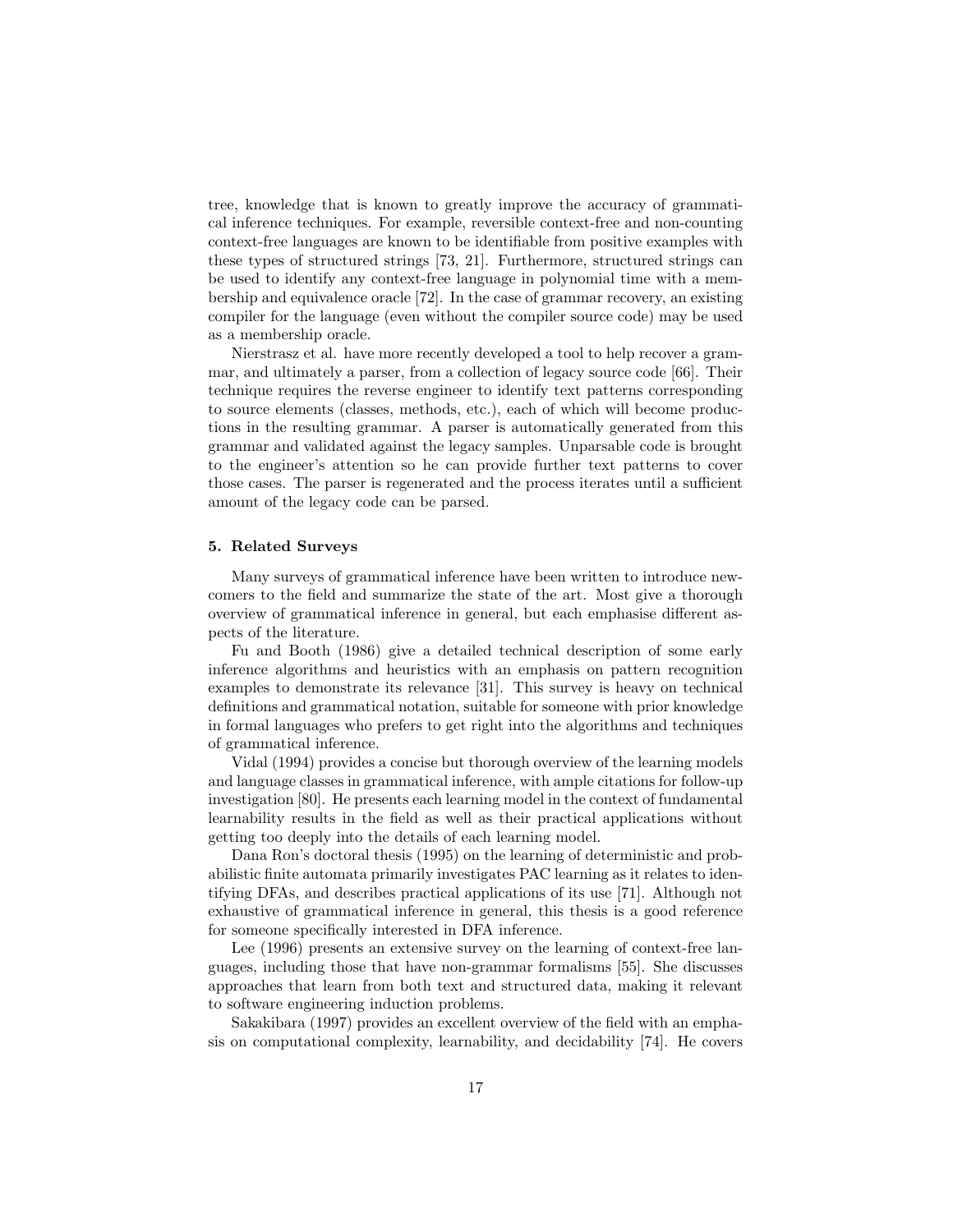tree, knowledge that is known to greatly improve the accuracy of grammatical inference techniques. For example, reversible context-free and non-counting context-free languages are known to be identifiable from positive examples with these types of structured strings [73, 21]. Furthermore, structured strings can be used to identify any context-free language in polynomial time with a membership and equivalence oracle [72]. In the case of grammar recovery, an existing compiler for the language (even without the compiler source code) may be used as a membership oracle.

Nierstrasz et al. have more recently developed a tool to help recover a grammar, and ultimately a parser, from a collection of legacy source code [66]. Their technique requires the reverse engineer to identify text patterns corresponding to source elements (classes, methods, etc.), each of which will become productions in the resulting grammar. A parser is automatically generated from this grammar and validated against the legacy samples. Unparsable code is brought to the engineer's attention so he can provide further text patterns to cover those cases. The parser is regenerated and the process iterates until a sufficient amount of the legacy code can be parsed.

#### 5. Related Surveys

Many surveys of grammatical inference have been written to introduce newcomers to the field and summarize the state of the art. Most give a thorough overview of grammatical inference in general, but each emphasise different aspects of the literature.

Fu and Booth (1986) give a detailed technical description of some early inference algorithms and heuristics with an emphasis on pattern recognition examples to demonstrate its relevance [31]. This survey is heavy on technical definitions and grammatical notation, suitable for someone with prior knowledge in formal languages who prefers to get right into the algorithms and techniques of grammatical inference.

Vidal (1994) provides a concise but thorough overview of the learning models and language classes in grammatical inference, with ample citations for follow-up investigation [80]. He presents each learning model in the context of fundamental learnability results in the field as well as their practical applications without getting too deeply into the details of each learning model.

Dana Ron's doctoral thesis (1995) on the learning of deterministic and probabilistic finite automata primarily investigates PAC learning as it relates to identifying DFAs, and describes practical applications of its use [71]. Although not exhaustive of grammatical inference in general, this thesis is a good reference for someone specifically interested in DFA inference.

Lee (1996) presents an extensive survey on the learning of context-free languages, including those that have non-grammar formalisms [55]. She discusses approaches that learn from both text and structured data, making it relevant to software engineering induction problems.

Sakakibara (1997) provides an excellent overview of the field with an emphasis on computational complexity, learnability, and decidability [74]. He covers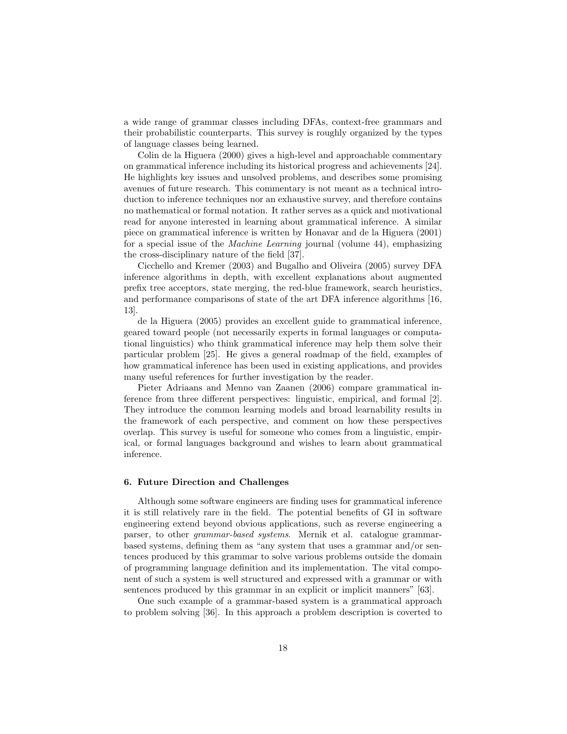a wide range of grammar classes including DFAs, context-free grammars and their probabilistic counterparts. This survey is roughly organized by the types of language classes being learned.

Colin de la Higuera (2000) gives a high-level and approachable commentary on grammatical inference including its historical progress and achievements [24]. He highlights key issues and unsolved problems, and describes some promising avenues of future research. This commentary is not meant as a technical introduction to inference techniques nor an exhaustive survey, and therefore contains no mathematical or formal notation. It rather serves as a quick and motivational read for anyone interested in learning about grammatical inference. A similar piece on grammatical inference is written by Honavar and de la Higuera (2001) for a special issue of the *Machine Learning* journal (volume 44), emphasizing the cross-disciplinary nature of the field [37].

Cicchello and Kremer (2003) and Bugalho and Oliveira (2005) survey DFA inference algorithms in depth, with excellent explanations about augmented prefix tree acceptors, state merging, the red-blue framework, search heuristics, and performance comparisons of state of the art DFA inference algorithms [16, 13].

de la Higuera (2005) provides an excellent guide to grammatical inference, geared toward people (not necessarily experts in formal languages or computational linguistics) who think grammatical inference may help them solve their particular problem [25]. He gives a general roadmap of the field, examples of how grammatical inference has been used in existing applications, and provides many useful references for further investigation by the reader.

Pieter Adriaans and Menno van Zaanen (2006) compare grammatical inference from three different perspectives: linguistic, empirical, and formal [2]. They introduce the common learning models and broad learnability results in the framework of each perspective, and comment on how these perspectives overlap. This survey is useful for someone who comes from a linguistic, empirical, or formal languages background and wishes to learn about grammatical inference.

#### 6. Future Direction and Challenges

Although some software engineers are finding uses for grammatical inference it is still relatively rare in the field. The potential benefits of GI in software engineering extend beyond obvious applications, such as reverse engineering a parser, to other *grammar-based systems*. Mernik et al. catalogue grammar-based systems, defining them as "any system that uses a grammar and/or sentences produced by this grammar to solve various problems outside the domain of programming language definition and its implementation. The vital component of such a system is well structured and expressed with a grammar or with sentences produced by this grammar in an explicit or implicit manners" [63].

One such example of a grammar-based system is a grammatical approach to problem solving [36]. In this approach a problem description is coverted to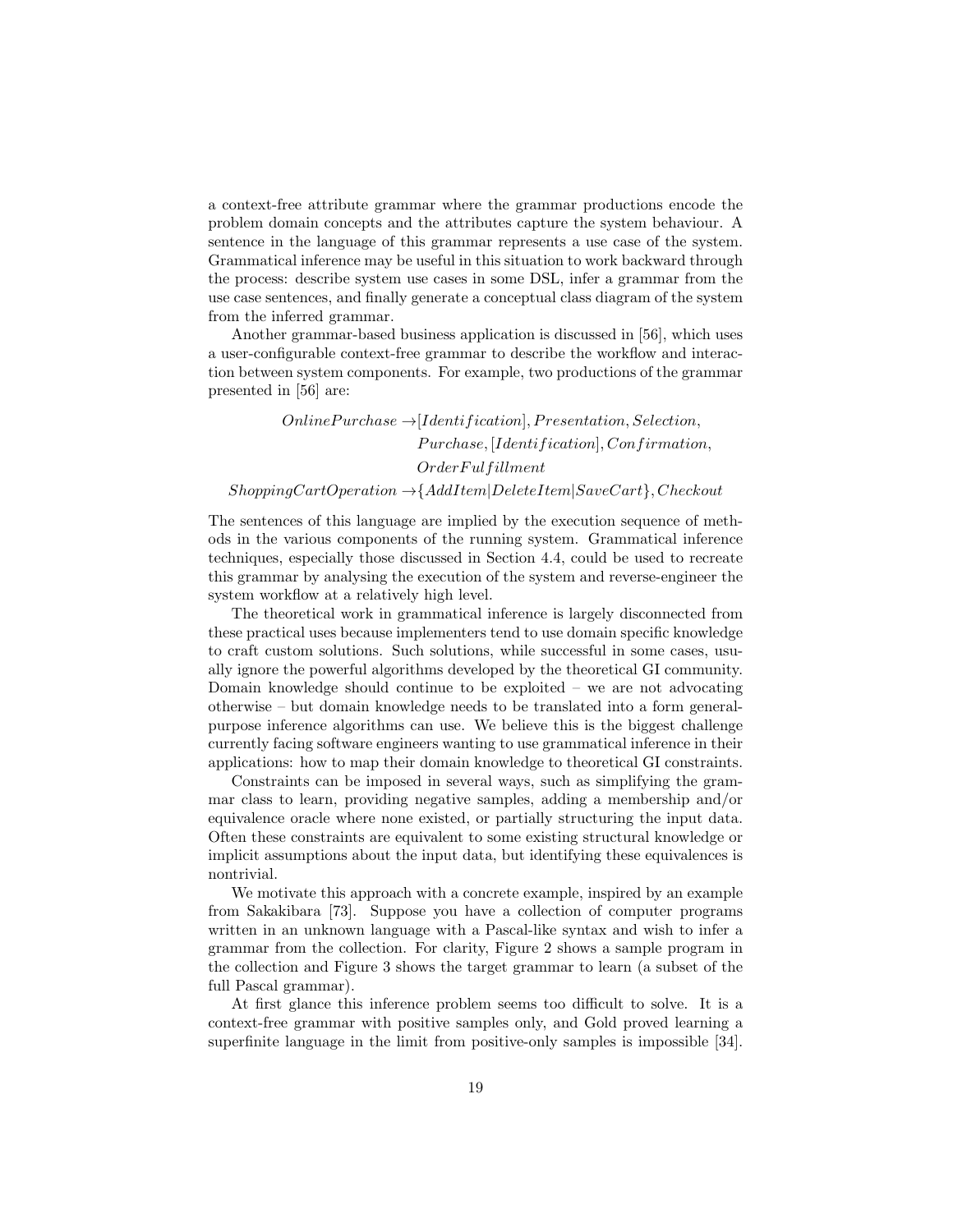a context-free attribute grammar where the grammar productions encode the problem domain concepts and the attributes capture the system behaviour. A sentence in the language of this grammar represents a use case of the system. Grammatical inference may be useful in this situation to work backward through the process: describe system use cases in some DSL, infer a grammar from the use case sentences, and finally generate a conceptual class diagram of the system from the inferred grammar.

Another grammar-based business application is discussed in [56], which uses a user-configurable context-free grammar to describe the workflow and interaction between system components. For example, two productions of the grammar presented in [56] are:

$$
\begin{aligned}
OnlinePurchase \rightarrow & [Identification], Presentation, Selection, \\
& Purchase, [Identification], Confirmation, \\
& OrderFulfillment \\
ShoppingCartOperation \rightarrow & \{AddItem|DeleteItem|SaveCart\}, Checkout
\end{aligned}
$$

The sentences of this language are implied by the execution sequence of methods in the various components of the running system. Grammatical inference techniques, especially those discussed in Section 4.4, could be used to recreate this grammar by analysing the execution of the system and reverse-engineer the system workflow at a relatively high level.

The theoretical work in grammatical inference is largely disconnected from these practical uses because implementers tend to use domain specific knowledge to craft custom solutions. Such solutions, while successful in some cases, usually ignore the powerful algorithms developed by the theoretical GI community. Domain knowledge should continue to be exploited – we are not advocating otherwise – but domain knowledge needs to be translated into a form general-purpose inference algorithms can use. We believe this is the biggest challenge currently facing software engineers wanting to use grammatical inference in their applications: how to map their domain knowledge to theoretical GI constraints.

Constraints can be imposed in several ways, such as simplifying the grammar class to learn, providing negative samples, adding a membership and/or equivalence oracle where none existed, or partially structuring the input data. Often these constraints are equivalent to some existing structural knowledge or implicit assumptions about the input data, but identifying these equivalences is nontrivial.

We motivate this approach with a concrete example, inspired by an example from Sakakibara [73]. Suppose you have a collection of computer programs written in an unknown language with a Pascal-like syntax and wish to infer a grammar from the collection. For clarity, Figure 2 shows a sample program in the collection and Figure 3 shows the target grammar to learn (a subset of the full Pascal grammar).

At first glance this inference problem seems too difficult to solve. It is a context-free grammar with positive samples only, and Gold proved learning a superfinite language in the limit from positive-only samples is impossible [34].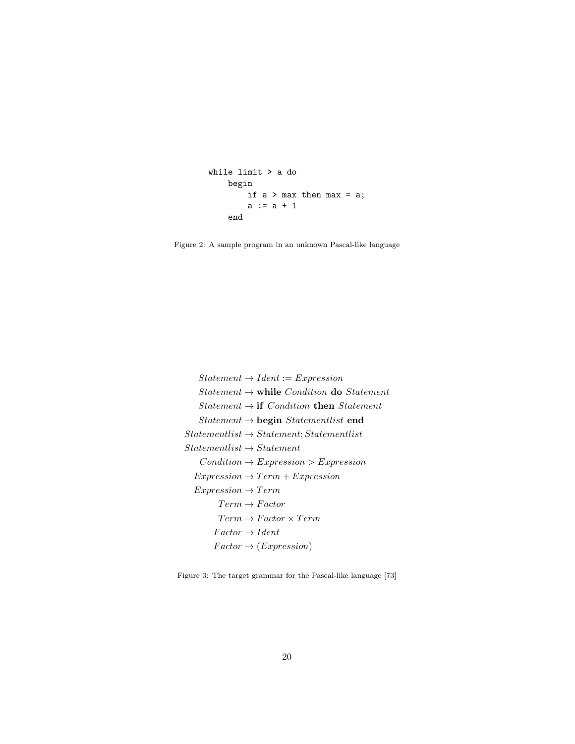```
while limit > a do
    begin
        if a > max then max = a;
        a := a + 1
    end
```

Figure 2: A sample program in an unknown Pascal-like language

$$
\begin{aligned}
\mathit{Statement} &\rightarrow \mathit{Ident} := \mathit{Expression} \\
\mathit{Statement} &\rightarrow \textbf{while}\ \mathit{Condition}\ \textbf{do}\ \mathit{Statement} \\
\mathit{Statement} &\rightarrow \textbf{if}\ \mathit{Condition}\ \textbf{then}\ \mathit{Statement} \\
\mathit{Statement} &\rightarrow \textbf{begin}\ \mathit{Statementlist}\ \textbf{end} \\
\mathit{Statementlist} &\rightarrow \mathit{Statement}; \mathit{Statementlist} \\
\mathit{Statementlist} &\rightarrow \mathit{Statement} \\
\mathit{Condition} &\rightarrow \mathit{Expression} > \mathit{Expression} \\
\mathit{Expression} &\rightarrow \mathit{Term} + \mathit{Expression} \\
\mathit{Expression} &\rightarrow \mathit{Term} \\
\mathit{Term} &\rightarrow \mathit{Factor} \\
\mathit{Term} &\rightarrow \mathit{Factor} \times \mathit{Term} \\
\mathit{Factor} &\rightarrow \mathit{Ident} \\
\mathit{Factor} &\rightarrow (\mathit{Expression})
\end{aligned}
$$

Figure 3: The target grammar for the Pascal-like language [73]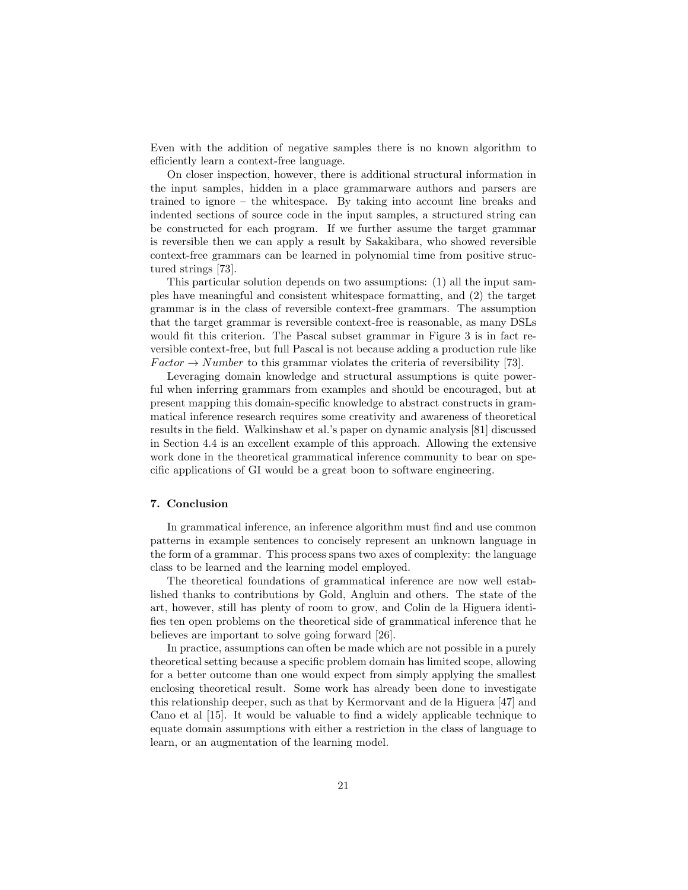Even with the addition of negative samples there is no known algorithm to efficiently learn a context-free language.

On closer inspection, however, there is additional structural information in the input samples, hidden in a place grammarware authors and parsers are trained to ignore – the whitespace. By taking into account line breaks and indented sections of source code in the input samples, a structured string can be constructed for each program. If we further assume the target grammar is reversible then we can apply a result by Sakakibara, who showed reversible context-free grammars can be learned in polynomial time from positive structured strings [73].

This particular solution depends on two assumptions: (1) all the input samples have meaningful and consistent whitespace formatting, and (2) the target grammar is in the class of reversible context-free grammars. The assumption that the target grammar is reversible context-free is reasonable, as many DSLs would fit this criterion. The Pascal subset grammar in Figure 3 is in fact reversible context-free, but full Pascal is not because adding a production rule like $Factor \rightarrow Number$ to this grammar violates the criteria of reversibility [73].

Leveraging domain knowledge and structural assumptions is quite powerful when inferring grammars from examples and should be encouraged, but at present mapping this domain-specific knowledge to abstract constructs in grammatical inference research requires some creativity and awareness of theoretical results in the field. Walkinshaw et al.'s paper on dynamic analysis [81] discussed in Section 4.4 is an excellent example of this approach. Allowing the extensive work done in the theoretical grammatical inference community to bear on specific applications of GI would be a great boon to software engineering.

## 7. Conclusion

In grammatical inference, an inference algorithm must find and use common patterns in example sentences to concisely represent an unknown language in the form of a grammar. This process spans two axes of complexity: the language class to be learned and the learning model employed.

The theoretical foundations of grammatical inference are now well established thanks to contributions by Gold, Angluin and others. The state of the art, however, still has plenty of room to grow, and Colin de la Higuera identifies ten open problems on the theoretical side of grammatical inference that he believes are important to solve going forward [26].

In practice, assumptions can often be made which are not possible in a purely theoretical setting because a specific problem domain has limited scope, allowing for a better outcome than one would expect from simply applying the smallest enclosing theoretical result. Some work has already been done to investigate this relationship deeper, such as that by Kermorvant and de la Higuera [47] and Cano et al [15]. It would be valuable to find a widely applicable technique to equate domain assumptions with either a restriction in the class of language to learn, or an augmentation of the learning model.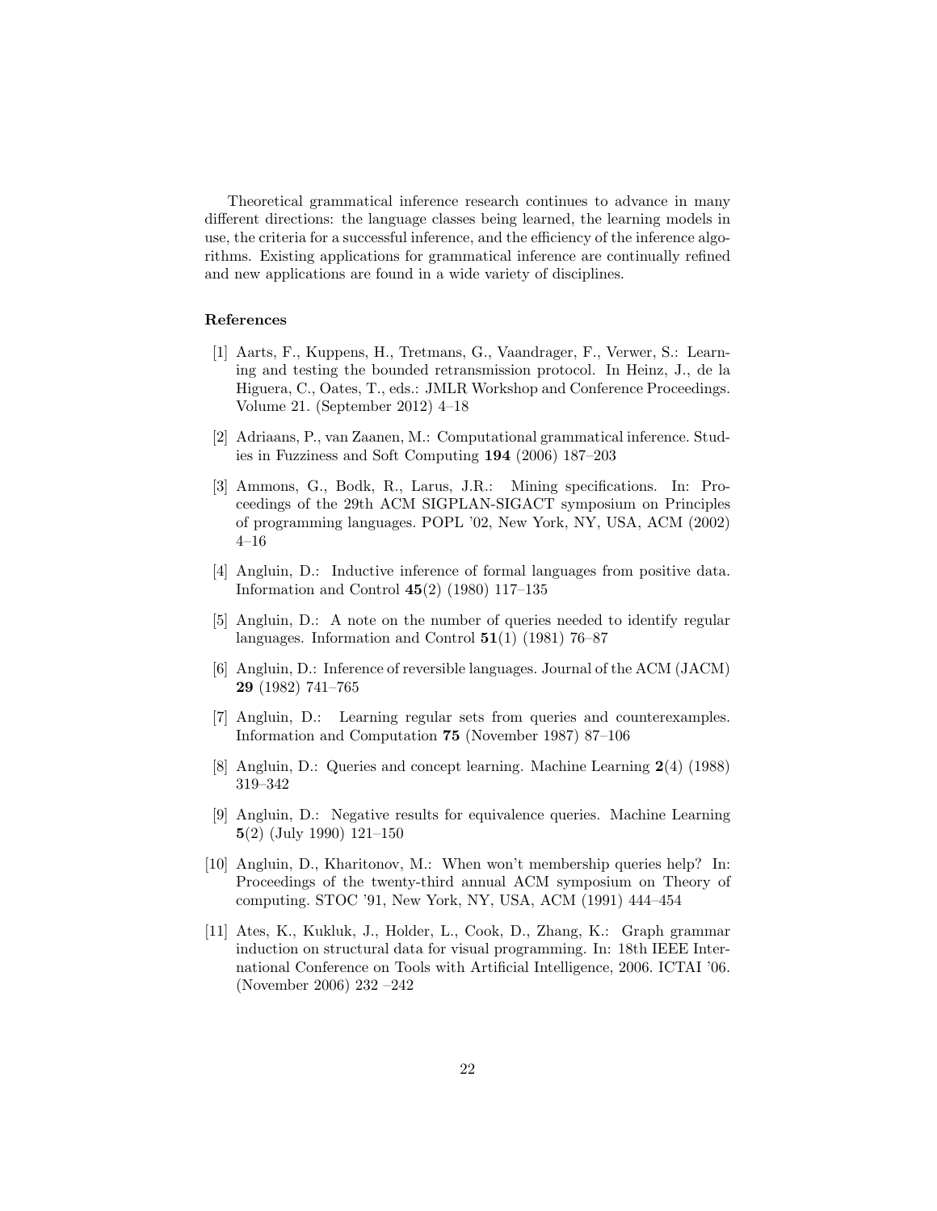Theoretical grammatical inference research continues to advance in many different directions: the language classes being learned, the learning models in use, the criteria for a successful inference, and the efficiency of the inference algorithms. Existing applications for grammatical inference are continually refined and new applications are found in a wide variety of disciplines.

## References

[1] Aarts, F., Kuppens, H., Tretmans, G., Vaandrager, F., Verwer, S.: Learning and testing the bounded retransmission protocol. In Heinz, J., de la Higuera, C., Oates, T., eds.: JMLR Workshop and Conference Proceedings. Volume 21. (September 2012) 4–18

[2] Adriaans, P., van Zaanen, M.: Computational grammatical inference. Studies in Fuzziness and Soft Computing **194** (2006) 187–203

[3] Ammons, G., Bodk, R., Larus, J.R.: Mining specifications. In: Proceedings of the 29th ACM SIGPLAN-SIGACT symposium on Principles of programming languages. POPL '02, New York, NY, USA, ACM (2002) 4–16

[4] Angluin, D.: Inductive inference of formal languages from positive data. Information and Control **45**(2) (1980) 117–135

[5] Angluin, D.: A note on the number of queries needed to identify regular languages. Information and Control **51**(1) (1981) 76–87

[6] Angluin, D.: Inference of reversible languages. Journal of the ACM (JACM) **29** (1982) 741–765

[7] Angluin, D.: Learning regular sets from queries and counterexamples. Information and Computation **75** (November 1987) 87–106

[8] Angluin, D.: Queries and concept learning. Machine Learning **2**(4) (1988) 319–342

[9] Angluin, D.: Negative results for equivalence queries. Machine Learning **5**(2) (July 1990) 121–150

[10] Angluin, D., Kharitonov, M.: When won't membership queries help? In: Proceedings of the twenty-third annual ACM symposium on Theory of computing. STOC '91, New York, NY, USA, ACM (1991) 444–454

[11] Ates, K., Kukluk, J., Holder, L., Cook, D., Zhang, K.: Graph grammar induction on structural data for visual programming. In: 18th IEEE International Conference on Tools with Artificial Intelligence, 2006. ICTAI '06. (November 2006) 232 –242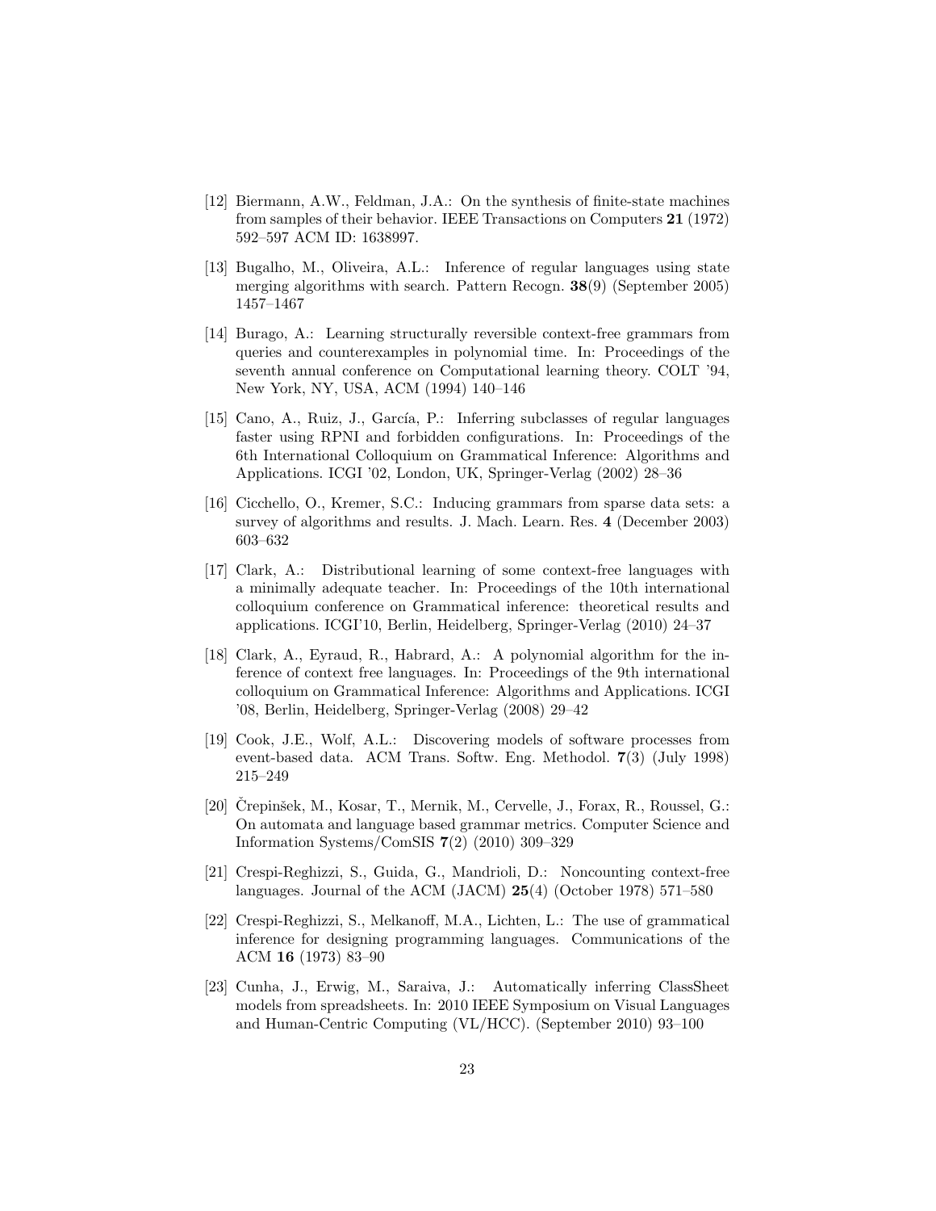[12] Biermann, A.W., Feldman, J.A.: On the synthesis of finite-state machines from samples of their behavior. IEEE Transactions on Computers **21** (1972) 592–597 ACM ID: 1638997.

[13] Bugalho, M., Oliveira, A.L.: Inference of regular languages using state merging algorithms with search. Pattern Recogn. **38**(9) (September 2005) 1457–1467

[14] Burago, A.: Learning structurally reversible context-free grammars from queries and counterexamples in polynomial time. In: Proceedings of the seventh annual conference on Computational learning theory. COLT '94, New York, NY, USA, ACM (1994) 140–146

[15] Cano, A., Ruiz, J., García, P.: Inferring subclasses of regular languages faster using RPNI and forbidden configurations. In: Proceedings of the 6th International Colloquium on Grammatical Inference: Algorithms and Applications. ICGI '02, London, UK, Springer-Verlag (2002) 28–36

[16] Cicchello, O., Kremer, S.C.: Inducing grammars from sparse data sets: a survey of algorithms and results. J. Mach. Learn. Res. **4** (December 2003) 603–632

[17] Clark, A.: Distributional learning of some context-free languages with a minimally adequate teacher. In: Proceedings of the 10th international colloquium conference on Grammatical inference: theoretical results and applications. ICGI'10, Berlin, Heidelberg, Springer-Verlag (2010) 24–37

[18] Clark, A., Eyraud, R., Habrard, A.: A polynomial algorithm for the inference of context free languages. In: Proceedings of the 9th international colloquium on Grammatical Inference: Algorithms and Applications. ICGI '08, Berlin, Heidelberg, Springer-Verlag (2008) 29–42

[19] Cook, J.E., Wolf, A.L.: Discovering models of software processes from event-based data. ACM Trans. Softw. Eng. Methodol. **7**(3) (July 1998) 215–249

[20] Črepinšek, M., Kosar, T., Mernik, M., Cervelle, J., Forax, R., Roussel, G.: On automata and language based grammar metrics. Computer Science and Information Systems/ComSIS **7**(2) (2010) 309–329

[21] Crespi-Reghizzi, S., Guida, G., Mandrioli, D.: Noncounting context-free languages. Journal of the ACM (JACM) **25**(4) (October 1978) 571–580

[22] Crespi-Reghizzi, S., Melkanoff, M.A., Lichten, L.: The use of grammatical inference for designing programming languages. Communications of the ACM **16** (1973) 83–90

[23] Cunha, J., Erwig, M., Saraiva, J.: Automatically inferring ClassSheet models from spreadsheets. In: 2010 IEEE Symposium on Visual Languages and Human-Centric Computing (VL/HCC). (September 2010) 93–100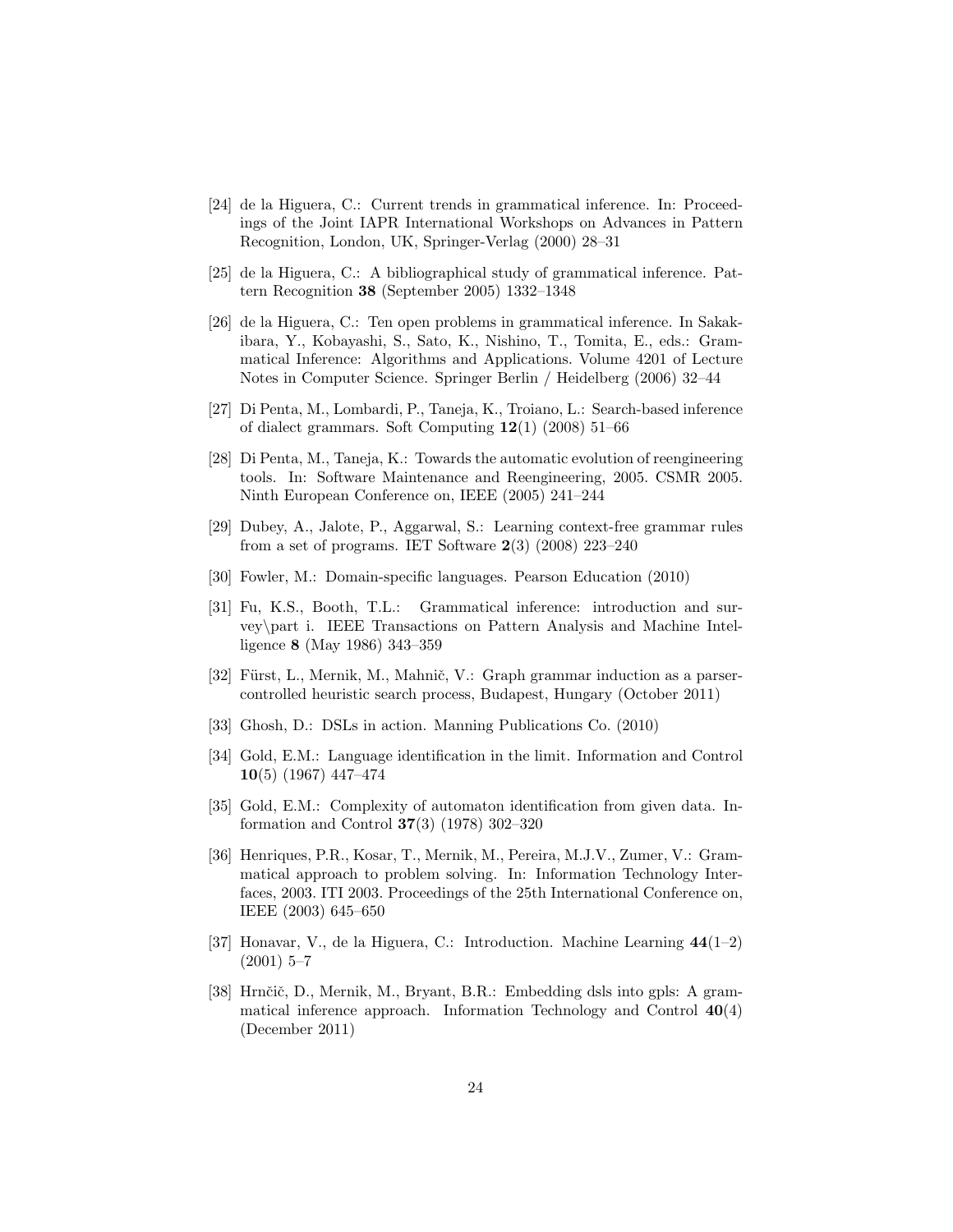[24] de la Higuera, C.: Current trends in grammatical inference. In: Proceedings of the Joint IAPR International Workshops on Advances in Pattern Recognition, London, UK, Springer-Verlag (2000) 28–31

[25] de la Higuera, C.: A bibliographical study of grammatical inference. Pattern Recognition **38** (September 2005) 1332–1348

[26] de la Higuera, C.: Ten open problems in grammatical inference. In Sakakibara, Y., Kobayashi, S., Sato, K., Nishino, T., Tomita, E., eds.: Grammatical Inference: Algorithms and Applications. Volume 4201 of Lecture Notes in Computer Science. Springer Berlin / Heidelberg (2006) 32–44

[27] Di Penta, M., Lombardi, P., Taneja, K., Troiano, L.: Search-based inference of dialect grammars. Soft Computing **12**(1) (2008) 51–66

[28] Di Penta, M., Taneja, K.: Towards the automatic evolution of reengineering tools. In: Software Maintenance and Reengineering, 2005. CSMR 2005. Ninth European Conference on, IEEE (2005) 241–244

[29] Dubey, A., Jalote, P., Aggarwal, S.: Learning context-free grammar rules from a set of programs. IET Software **2**(3) (2008) 223–240

[30] Fowler, M.: Domain-specific languages. Pearson Education (2010)

[31] Fu, K.S., Booth, T.L.: Grammatical inference: introduction and survey\part i. IEEE Transactions on Pattern Analysis and Machine Intelligence **8** (May 1986) 343–359

[32] Fürst, L., Mernik, M., Mahnič, V.: Graph grammar induction as a parser-controlled heuristic search process, Budapest, Hungary (October 2011)

[33] Ghosh, D.: DSLs in action. Manning Publications Co. (2010)

[34] Gold, E.M.: Language identification in the limit. Information and Control **10**(5) (1967) 447–474

[35] Gold, E.M.: Complexity of automaton identification from given data. Information and Control **37**(3) (1978) 302–320

[36] Henriques, P.R., Kosar, T., Mernik, M., Pereira, M.J.V., Zumer, V.: Grammatical approach to problem solving. In: Information Technology Interfaces, 2003. ITI 2003. Proceedings of the 25th International Conference on, IEEE (2003) 645–650

[37] Honavar, V., de la Higuera, C.: Introduction. Machine Learning **44**(1–2) (2001) 5–7

[38] Hrnčič, D., Mernik, M., Bryant, B.R.: Embedding dsls into gpls: A grammatical inference approach. Information Technology and Control **40**(4) (December 2011)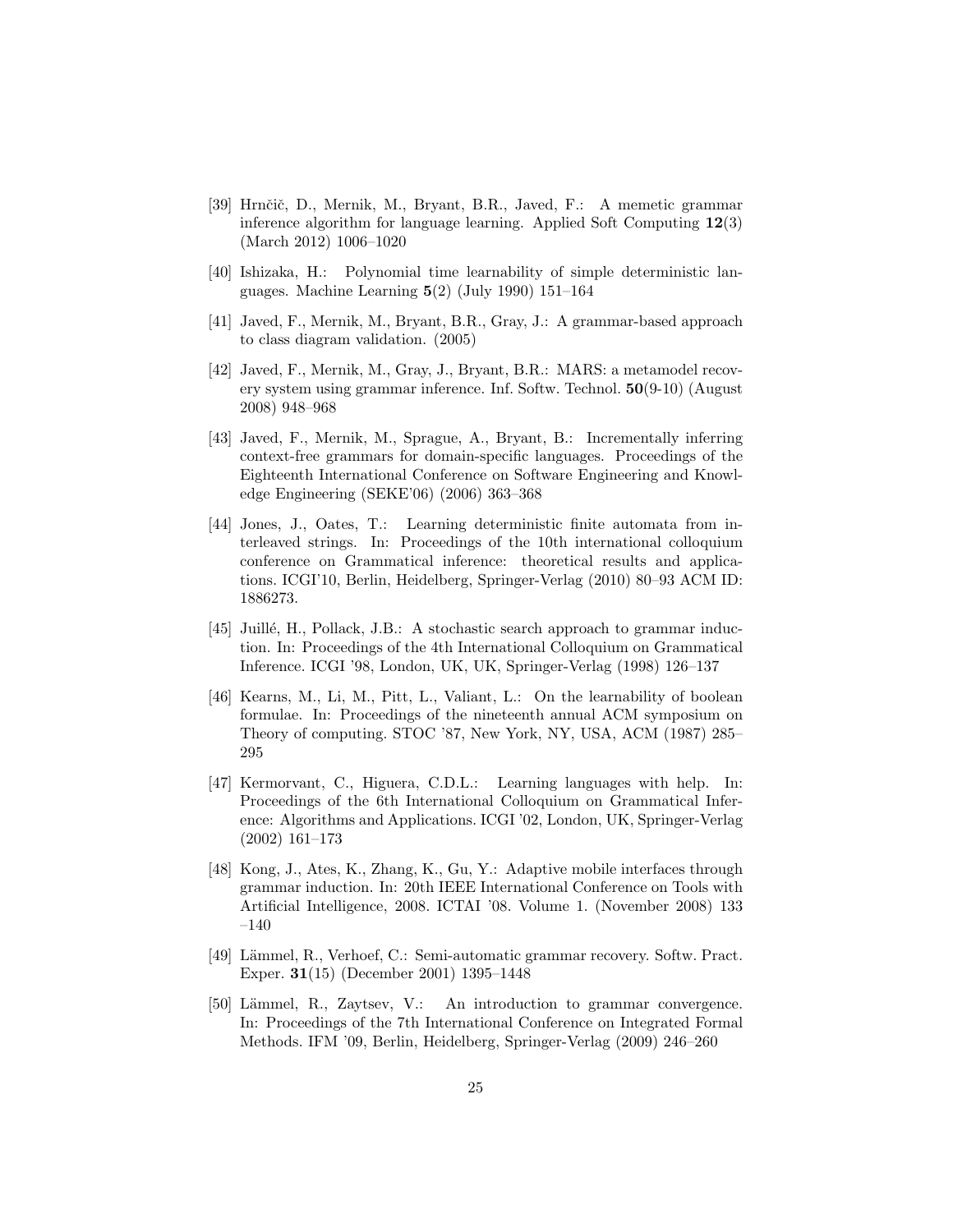[39] Hrnčič, D., Mernik, M., Bryant, B.R., Javed, F.: A memetic grammar inference algorithm for language learning. Applied Soft Computing **12**(3) (March 2012) 1006–1020

[40] Ishizaka, H.: Polynomial time learnability of simple deterministic languages. Machine Learning **5**(2) (July 1990) 151–164

[41] Javed, F., Mernik, M., Bryant, B.R., Gray, J.: A grammar-based approach to class diagram validation. (2005)

[42] Javed, F., Mernik, M., Gray, J., Bryant, B.R.: MARS: a metamodel recovery system using grammar inference. Inf. Softw. Technol. **50**(9-10) (August 2008) 948–968

[43] Javed, F., Mernik, M., Sprague, A., Bryant, B.: Incrementally inferring context-free grammars for domain-specific languages. Proceedings of the Eighteenth International Conference on Software Engineering and Knowledge Engineering (SEKE'06) (2006) 363–368

[44] Jones, J., Oates, T.: Learning deterministic finite automata from interleaved strings. In: Proceedings of the 10th international colloquium conference on Grammatical inference: theoretical results and applications. ICGI'10, Berlin, Heidelberg, Springer-Verlag (2010) 80–93 ACM ID: 1886273.

[45] Juillé, H., Pollack, J.B.: A stochastic search approach to grammar induction. In: Proceedings of the 4th International Colloquium on Grammatical Inference. ICGI '98, London, UK, UK, Springer-Verlag (1998) 126–137

[46] Kearns, M., Li, M., Pitt, L., Valiant, L.: On the learnability of boolean formulae. In: Proceedings of the nineteenth annual ACM symposium on Theory of computing. STOC '87, New York, NY, USA, ACM (1987) 285–295

[47] Kermorvant, C., Higuera, C.D.L.: Learning languages with help. In: Proceedings of the 6th International Colloquium on Grammatical Inference: Algorithms and Applications. ICGI '02, London, UK, Springer-Verlag (2002) 161–173

[48] Kong, J., Ates, K., Zhang, K., Gu, Y.: Adaptive mobile interfaces through grammar induction. In: 20th IEEE International Conference on Tools with Artificial Intelligence, 2008. ICTAI '08. Volume 1. (November 2008) 133 –140

[49] Lämmel, R., Verhoef, C.: Semi-automatic grammar recovery. Softw. Pract. Exper. **31**(15) (December 2001) 1395–1448

[50] Lämmel, R., Zaytsev, V.: An introduction to grammar convergence. In: Proceedings of the 7th International Conference on Integrated Formal Methods. IFM '09, Berlin, Heidelberg, Springer-Verlag (2009) 246–260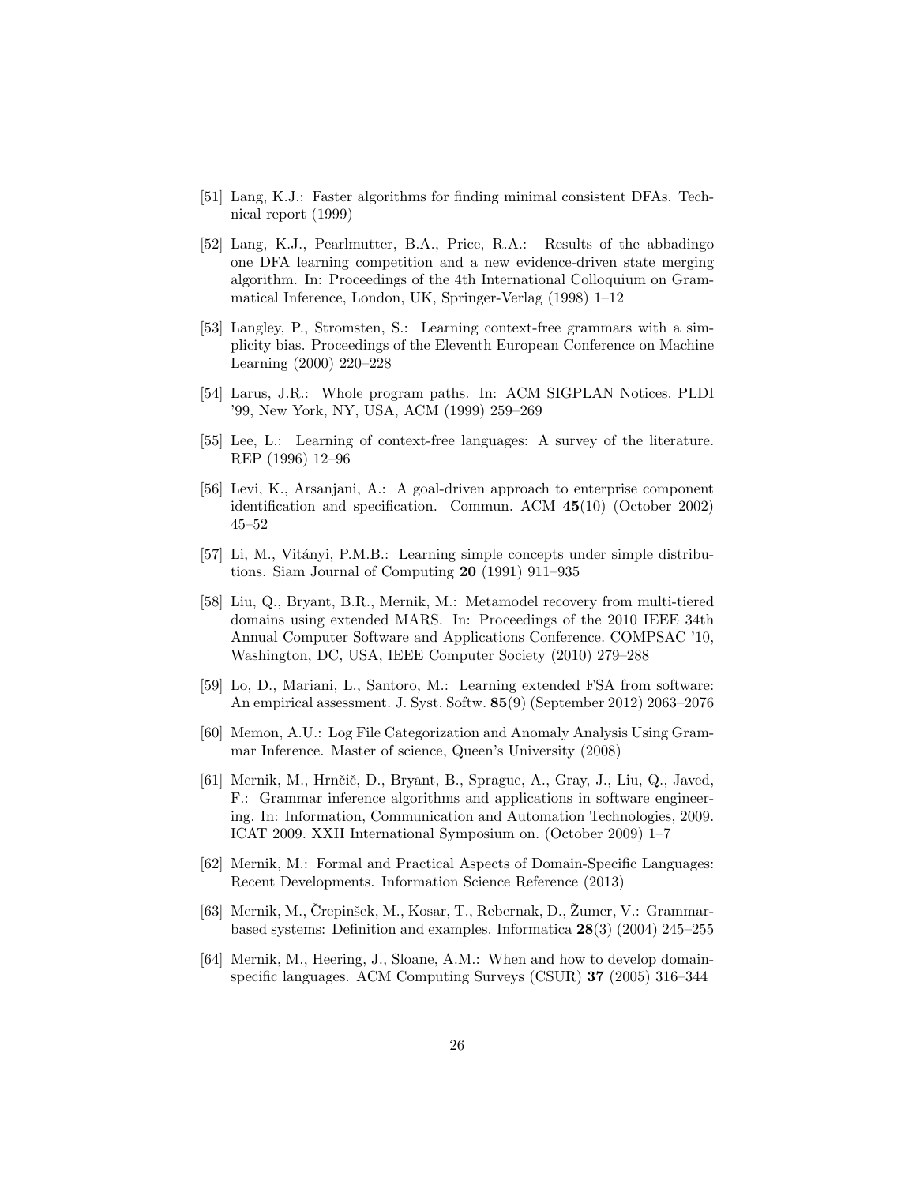[51] Lang, K.J.: Faster algorithms for finding minimal consistent DFAs. Technical report (1999)

[52] Lang, K.J., Pearlmutter, B.A., Price, R.A.: Results of the abbadingo one DFA learning competition and a new evidence-driven state merging algorithm. In: Proceedings of the 4th International Colloquium on Grammatical Inference, London, UK, Springer-Verlag (1998) 1–12

[53] Langley, P., Stromsten, S.: Learning context-free grammars with a simplicity bias. Proceedings of the Eleventh European Conference on Machine Learning (2000) 220–228

[54] Larus, J.R.: Whole program paths. In: ACM SIGPLAN Notices. PLDI '99, New York, NY, USA, ACM (1999) 259–269

[55] Lee, L.: Learning of context-free languages: A survey of the literature. REP (1996) 12–96

[56] Levi, K., Arsanjani, A.: A goal-driven approach to enterprise component identification and specification. Commun. ACM **45**(10) (October 2002) 45–52

[57] Li, M., Vitányi, P.M.B.: Learning simple concepts under simple distributions. Siam Journal of Computing **20** (1991) 911–935

[58] Liu, Q., Bryant, B.R., Mernik, M.: Metamodel recovery from multi-tiered domains using extended MARS. In: Proceedings of the 2010 IEEE 34th Annual Computer Software and Applications Conference. COMPSAC '10, Washington, DC, USA, IEEE Computer Society (2010) 279–288

[59] Lo, D., Mariani, L., Santoro, M.: Learning extended FSA from software: An empirical assessment. J. Syst. Softw. **85**(9) (September 2012) 2063–2076

[60] Memon, A.U.: Log File Categorization and Anomaly Analysis Using Grammar Inference. Master of science, Queen's University (2008)

[61] Mernik, M., Hrnčič, D., Bryant, B., Sprague, A., Gray, J., Liu, Q., Javed, F.: Grammar inference algorithms and applications in software engineering. In: Information, Communication and Automation Technologies, 2009. ICAT 2009. XXII International Symposium on. (October 2009) 1–7

[62] Mernik, M.: Formal and Practical Aspects of Domain-Specific Languages: Recent Developments. Information Science Reference (2013)

[63] Mernik, M., Črepinšek, M., Kosar, T., Rebernak, D., Žumer, V.: Grammar-based systems: Definition and examples. Informatica **28**(3) (2004) 245–255

[64] Mernik, M., Heering, J., Sloane, A.M.: When and how to develop domain-specific languages. ACM Computing Surveys (CSUR) **37** (2005) 316–344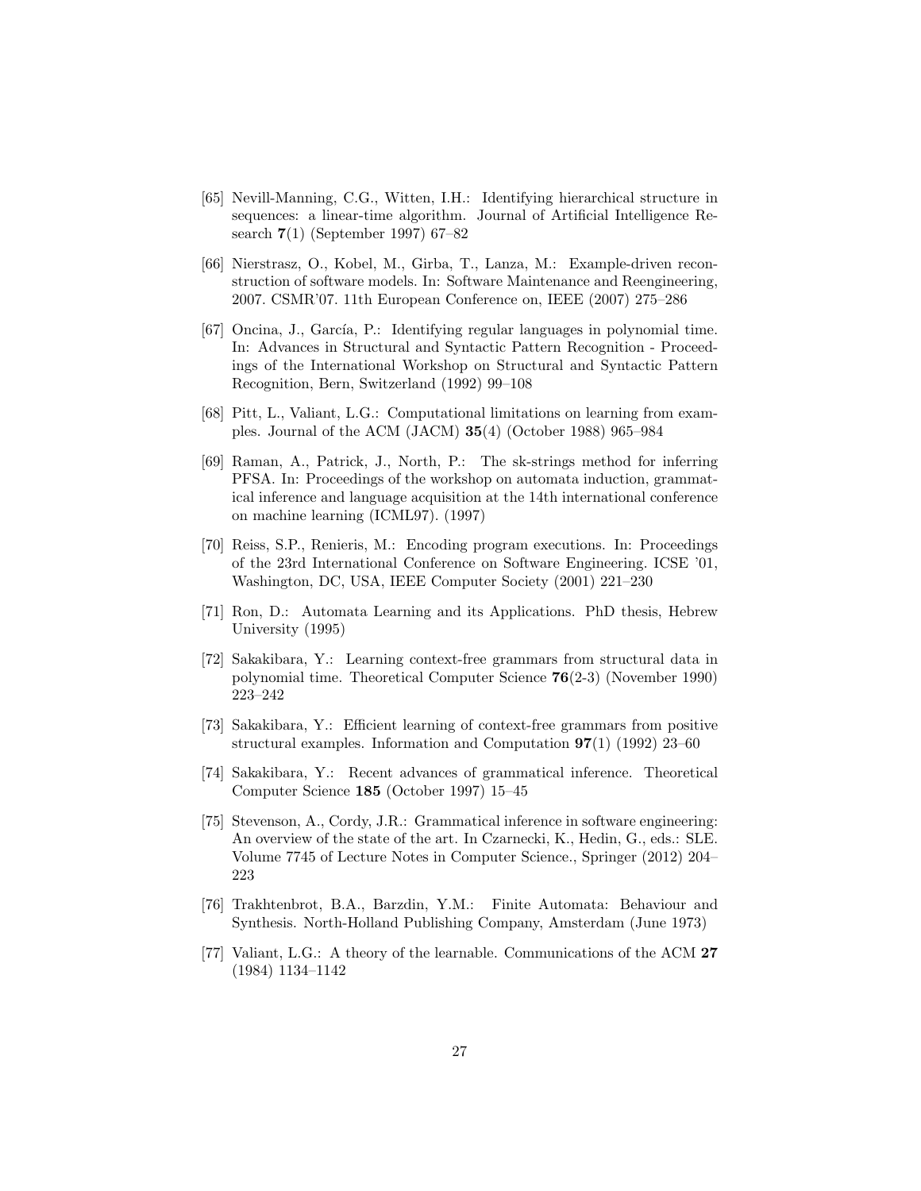[65] Nevill-Manning, C.G., Witten, I.H.: Identifying hierarchical structure in sequences: a linear-time algorithm. Journal of Artificial Intelligence Research **7**(1) (September 1997) 67–82

[66] Nierstrasz, O., Kobel, M., Girba, T., Lanza, M.: Example-driven reconstruction of software models. In: Software Maintenance and Reengineering, 2007. CSMR'07. 11th European Conference on, IEEE (2007) 275–286

[67] Oncina, J., García, P.: Identifying regular languages in polynomial time. In: Advances in Structural and Syntactic Pattern Recognition - Proceedings of the International Workshop on Structural and Syntactic Pattern Recognition, Bern, Switzerland (1992) 99–108

[68] Pitt, L., Valiant, L.G.: Computational limitations on learning from examples. Journal of the ACM (JACM) **35**(4) (October 1988) 965–984

[69] Raman, A., Patrick, J., North, P.: The sk-strings method for inferring PFSA. In: Proceedings of the workshop on automata induction, grammatical inference and language acquisition at the 14th international conference on machine learning (ICML97). (1997)

[70] Reiss, S.P., Renieris, M.: Encoding program executions. In: Proceedings of the 23rd International Conference on Software Engineering. ICSE '01, Washington, DC, USA, IEEE Computer Society (2001) 221–230

[71] Ron, D.: Automata Learning and its Applications. PhD thesis, Hebrew University (1995)

[72] Sakakibara, Y.: Learning context-free grammars from structural data in polynomial time. Theoretical Computer Science **76**(2-3) (November 1990) 223–242

[73] Sakakibara, Y.: Efficient learning of context-free grammars from positive structural examples. Information and Computation **97**(1) (1992) 23–60

[74] Sakakibara, Y.: Recent advances of grammatical inference. Theoretical Computer Science **185** (October 1997) 15–45

[75] Stevenson, A., Cordy, J.R.: Grammatical inference in software engineering: An overview of the state of the art. In Czarnecki, K., Hedin, G., eds.: SLE. Volume 7745 of Lecture Notes in Computer Science., Springer (2012) 204–223

[76] Trakhtenbrot, B.A., Barzdin, Y.M.: Finite Automata: Behaviour and Synthesis. North-Holland Publishing Company, Amsterdam (June 1973)

[77] Valiant, L.G.: A theory of the learnable. Communications of the ACM **27** (1984) 1134–1142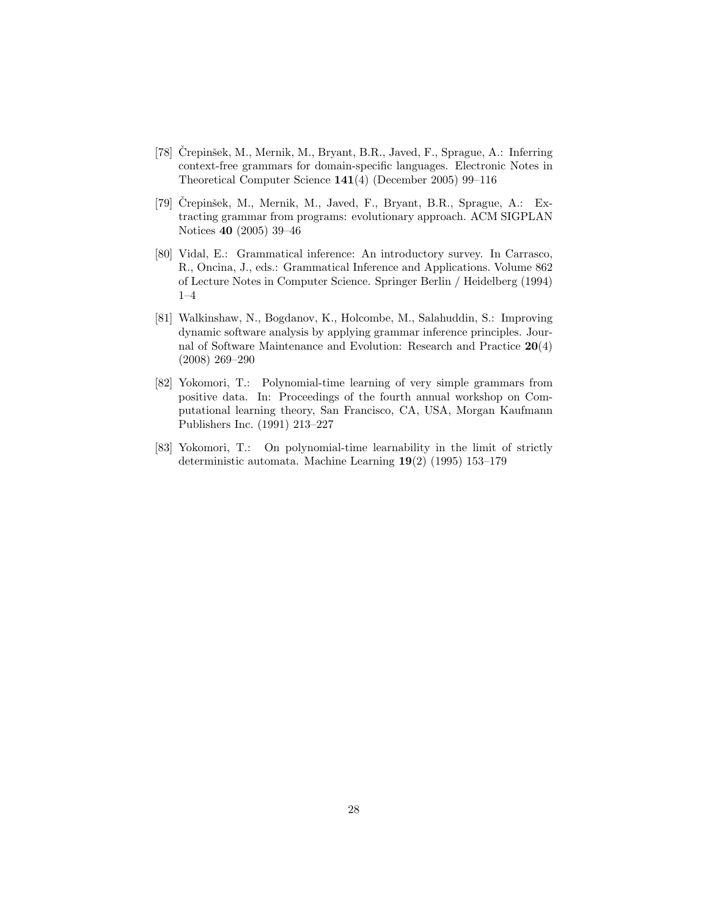[78] Črepinšek, M., Mernik, M., Bryant, B.R., Javed, F., Sprague, A.: Inferring context-free grammars for domain-specific languages. Electronic Notes in Theoretical Computer Science **141**(4) (December 2005) 99–116

[79] Črepinšek, M., Mernik, M., Javed, F., Bryant, B.R., Sprague, A.: Extracting grammar from programs: evolutionary approach. ACM SIGPLAN Notices **40** (2005) 39–46

[80] Vidal, E.: Grammatical inference: An introductory survey. In Carrasco, R., Oncina, J., eds.: Grammatical Inference and Applications. Volume 862 of Lecture Notes in Computer Science. Springer Berlin / Heidelberg (1994) 1–4

[81] Walkinshaw, N., Bogdanov, K., Holcombe, M., Salahuddin, S.: Improving dynamic software analysis by applying grammar inference principles. Journal of Software Maintenance and Evolution: Research and Practice **20**(4) (2008) 269–290

[82] Yokomori, T.: Polynomial-time learning of very simple grammars from positive data. In: Proceedings of the fourth annual workshop on Computational learning theory, San Francisco, CA, USA, Morgan Kaufmann Publishers Inc. (1991) 213–227

[83] Yokomori, T.: On polynomial-time learnability in the limit of strictly deterministic automata. Machine Learning **19**(2) (1995) 153–179